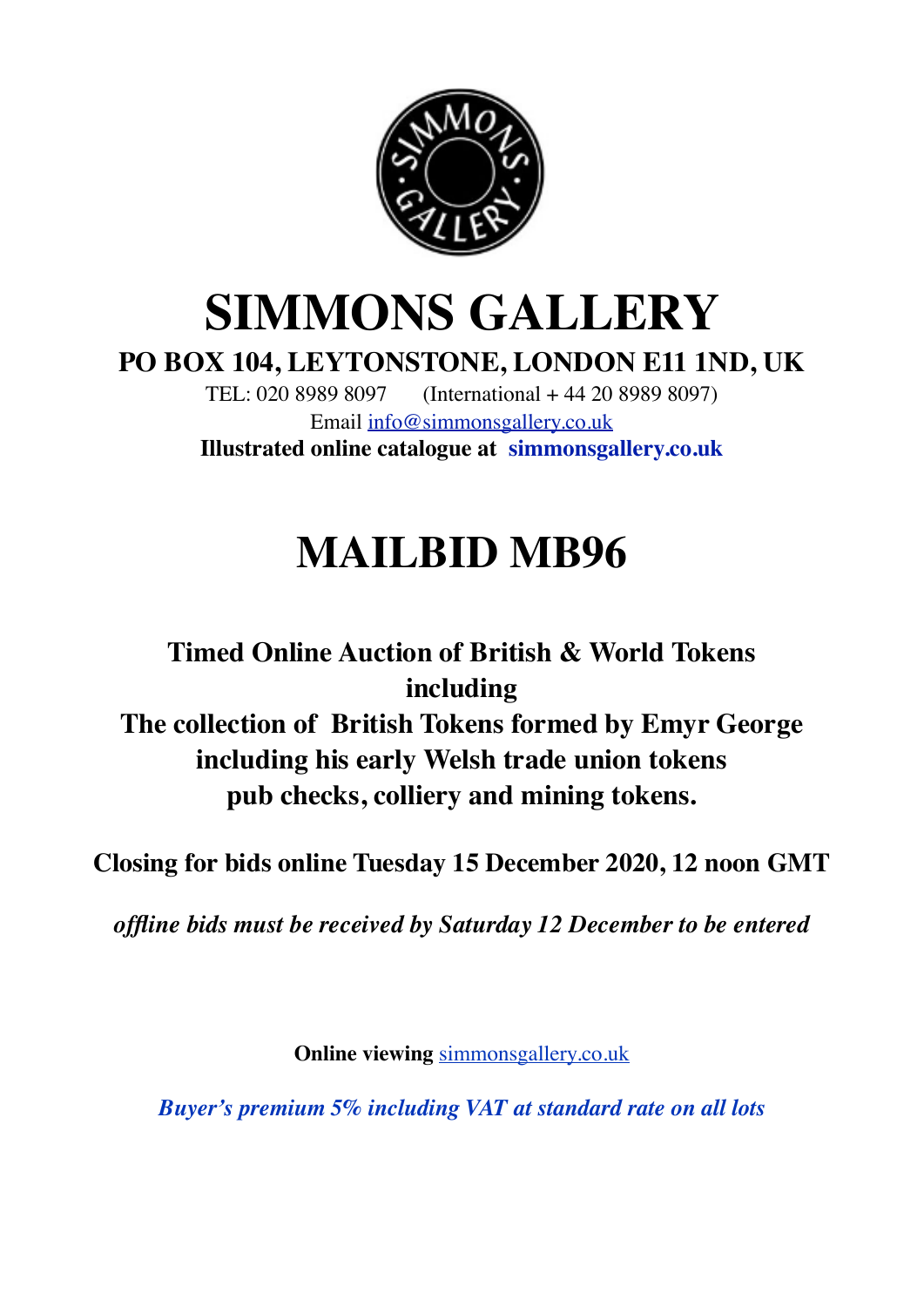# SIMMONS GALLERY

**PO BOX 104, LEYTONSTONE, LONDON E11 1ND, UK**

TEL: 020 8989 8097 (International + 44 20 8989 8097)

Email info@simmonsgallery.co.uk

**Illustrated online catalogue at simmonsgallery.co.uk**

# MAILBID MB96

**Timed Online Auction of British & World Tokens including The collection of British Tokens formed by Emyr George including his early Welsh trade union tokens pub checks, colliery and mining tokens.**

**Closing for bids online Tuesday 15 December 2020, 12 noon GMT**

***offline bids must be received by Saturday 12 December to be entered***

**Online viewing** simmonsgallery.co.uk

***Buyer's premium 5% including VAT at standard rate on all lots***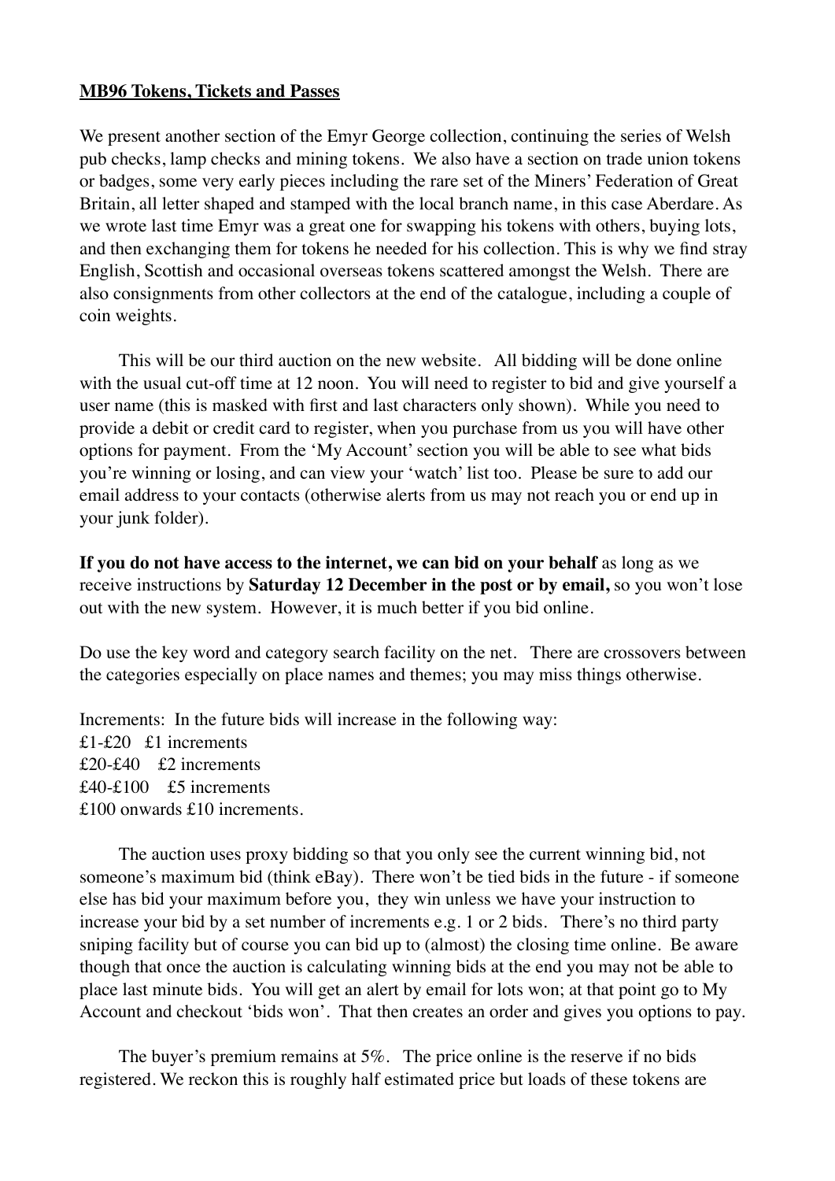**MB96 Tokens, Tickets and Passes**

We present another section of the Emyr George collection, continuing the series of Welsh pub checks, lamp checks and mining tokens. We also have a section on trade union tokens or badges, some very early pieces including the rare set of the Miners' Federation of Great Britain, all letter shaped and stamped with the local branch name, in this case Aberdare. As we wrote last time Emyr was a great one for swapping his tokens with others, buying lots, and then exchanging them for tokens he needed for his collection. This is why we find stray English, Scottish and occasional overseas tokens scattered amongst the Welsh. There are also consignments from other collectors at the end of the catalogue, including a couple of coin weights.

This will be our third auction on the new website. All bidding will be done online with the usual cut-off time at 12 noon. You will need to register to bid and give yourself a user name (this is masked with first and last characters only shown). While you need to provide a debit or credit card to register, when you purchase from us you will have other options for payment. From the 'My Account' section you will be able to see what bids you're winning or losing, and can view your 'watch' list too. Please be sure to add our email address to your contacts (otherwise alerts from us may not reach you or end up in your junk folder).

**If you do not have access to the internet, we can bid on your behalf** as long as we receive instructions by **Saturday 12 December in the post or by email,** so you won't lose out with the new system. However, it is much better if you bid online.

Do use the key word and category search facility on the net. There are crossovers between the categories especially on place names and themes; you may miss things otherwise.

Increments: In the future bids will increase in the following way:
£1-£20 £1 increments
£20-£40 £2 increments
£40-£100 £5 increments
£100 onwards £10 increments.

The auction uses proxy bidding so that you only see the current winning bid, not someone's maximum bid (think eBay). There won't be tied bids in the future - if someone else has bid your maximum before you, they win unless we have your instruction to increase your bid by a set number of increments e.g. 1 or 2 bids. There's no third party sniping facility but of course you can bid up to (almost) the closing time online. Be aware though that once the auction is calculating winning bids at the end you may not be able to place last minute bids. You will get an alert by email for lots won; at that point go to My Account and checkout 'bids won'. That then creates an order and gives you options to pay.

The buyer's premium remains at 5%. The price online is the reserve if no bids registered. We reckon this is roughly half estimated price but loads of these tokens are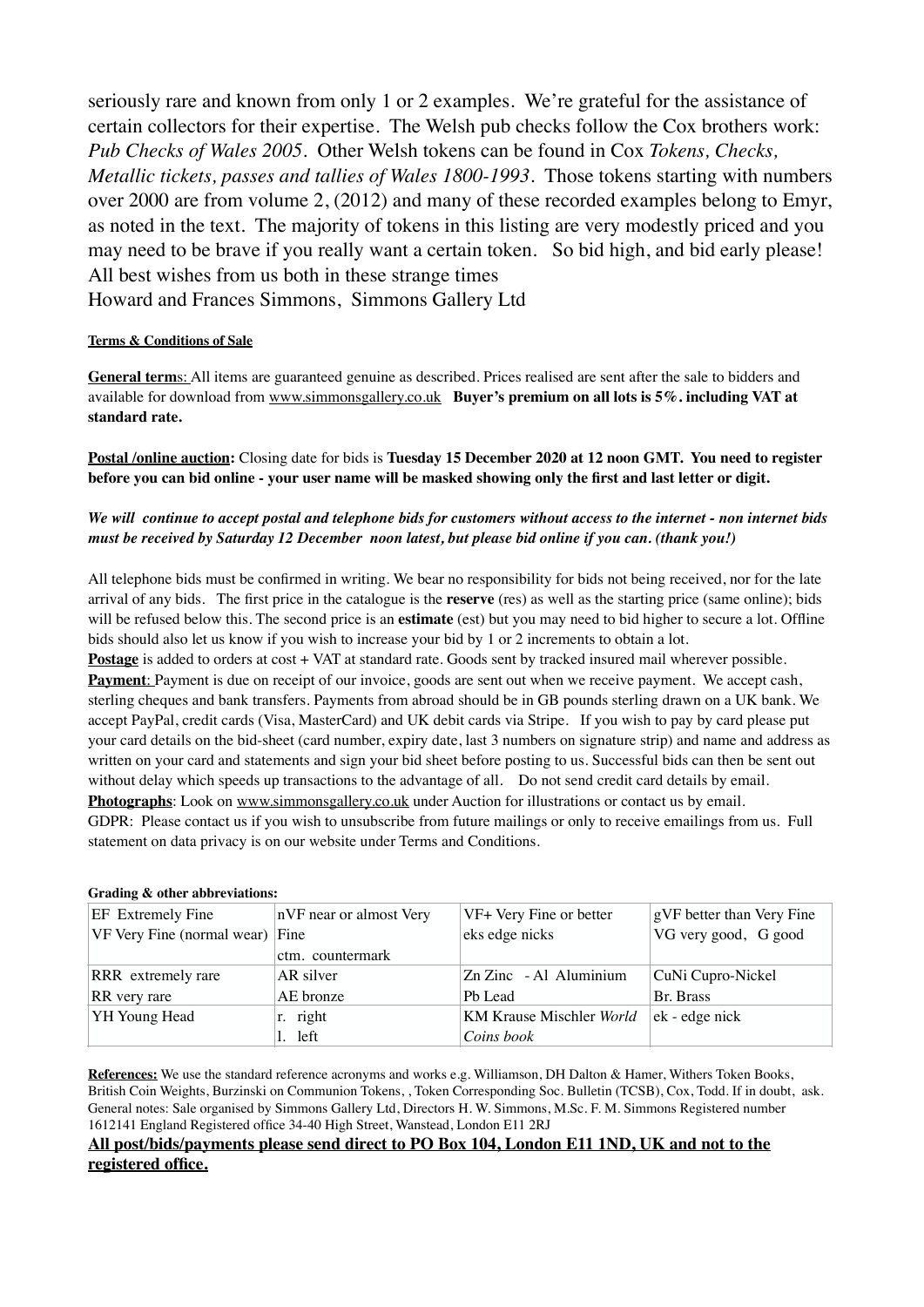seriously rare and known from only 1 or 2 examples. We're grateful for the assistance of certain collectors for their expertise. The Welsh pub checks follow the Cox brothers work: *Pub Checks of Wales 2005*. Other Welsh tokens can be found in Cox *Tokens, Checks, Metallic tickets, passes and tallies of Wales 1800-1993*. Those tokens starting with numbers over 2000 are from volume 2, (2012) and many of these recorded examples belong to Emyr, as noted in the text. The majority of tokens in this listing are very modestly priced and you may need to be brave if you really want a certain token. So bid high, and bid early please! All best wishes from us both in these strange times
Howard and Frances Simmons, Simmons Gallery Ltd

**Terms & Conditions of Sale**

**General term**s: All items are guaranteed genuine as described. Prices realised are sent after the sale to bidders and available for download from www.simmonsgallery.co.uk **Buyer's premium on all lots is 5%. including VAT at standard rate.**

**Postal /online auction:** Closing date for bids is **Tuesday 15 December 2020 at 12 noon GMT. You need to register before you can bid online - your user name will be masked showing only the first and last letter or digit.**

***We will continue to accept postal and telephone bids for customers without access to the internet - non internet bids must be received by Saturday 12 December noon latest, but please bid online if you can. (thank you!)***

All telephone bids must be confirmed in writing. We bear no responsibility for bids not being received, nor for the late arrival of any bids. The first price in the catalogue is the **reserve** (res) as well as the starting price (same online); bids will be refused below this. The second price is an **estimate** (est) but you may need to bid higher to secure a lot. Offline bids should also let us know if you wish to increase your bid by 1 or 2 increments to obtain a lot.
**Postage** is added to orders at cost + VAT at standard rate. Goods sent by tracked insured mail wherever possible.
**Payment**: Payment is due on receipt of our invoice, goods are sent out when we receive payment. We accept cash, sterling cheques and bank transfers. Payments from abroad should be in GB pounds sterling drawn on a UK bank. We accept PayPal, credit cards (Visa, MasterCard) and UK debit cards via Stripe. If you wish to pay by card please put your card details on the bid-sheet (card number, expiry date, last 3 numbers on signature strip) and name and address as written on your card and statements and sign your bid sheet before posting to us. Successful bids can then be sent out without delay which speeds up transactions to the advantage of all. Do not send credit card details by email.
**Photographs**: Look on www.simmonsgallery.co.uk under Auction for illustrations or contact us by email.
GDPR: Please contact us if you wish to unsubscribe from future mailings or only to receive emailings from us. Full statement on data privacy is on our website under Terms and Conditions.

**Grading & other abbreviations:**

| | | | |
|---|---|---|---|
| EF Extremely Fine<br>VF Very Fine (normal wear) | nVF near or almost Very Fine<br>ctm. countermark | VF+ Very Fine or better<br>eks edge nicks | gVF better than Very Fine<br>VG very good, G good |
| RRR extremely rare<br>RR very rare | AR silver<br>AE bronze | Zn Zinc - Al Aluminium<br>Pb Lead | CuNi Cupro-Nickel<br>Br. Brass |
| YH Young Head | r. right<br>l. left | KM Krause Mischler *World Coins book* | ek - edge nick |

**References:** We use the standard reference acronyms and works e.g. Williamson, DH Dalton & Hamer, Withers Token Books, British Coin Weights, Burzinski on Communion Tokens, , Token Corresponding Soc. Bulletin (TCSB), Cox, Todd. If in doubt, ask. General notes: Sale organised by Simmons Gallery Ltd, Directors H. W. Simmons, M.Sc. F. M. Simmons Registered number 1612141 England Registered office 34-40 High Street, Wanstead, London E11 2RJ

**All post/bids/payments please send direct to PO Box 104, London E11 1ND, UK and not to the registered office.**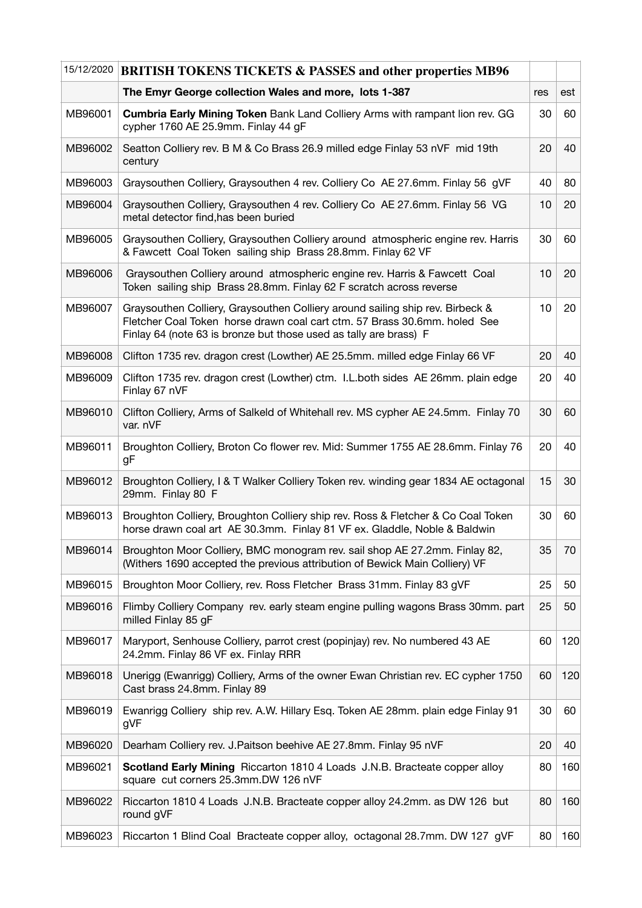| 15/12/2020 | **BRITISH TOKENS TICKETS & PASSES and other properties MB96** | | |
|---|---|---|---|
| | **The Emyr George collection Wales and more, lots 1-387** | res | est |
| MB96001 | **Cumbria Early Mining Token** Bank Land Colliery Arms with rampant lion rev. GG cypher 1760 AE 25.9mm. Finlay 44 gF | 30 | 60 |
| MB96002 | Seatton Colliery rev. B M & Co Brass 26.9 milled edge Finlay 53 nVF mid 19th century | 20 | 40 |
| MB96003 | Graysouthen Colliery, Graysouthen 4 rev. Colliery Co AE 27.6mm. Finlay 56 gVF | 40 | 80 |
| MB96004 | Graysouthen Colliery, Graysouthen 4 rev. Colliery Co AE 27.6mm. Finlay 56 VG metal detector find,has been buried | 10 | 20 |
| MB96005 | Graysouthen Colliery, Graysouthen Colliery around atmospheric engine rev. Harris & Fawcett Coal Token sailing ship Brass 28.8mm. Finlay 62 VF | 30 | 60 |
| MB96006 | Graysouthen Colliery around atmospheric engine rev. Harris & Fawcett Coal Token sailing ship Brass 28.8mm. Finlay 62 F scratch across reverse | 10 | 20 |
| MB96007 | Graysouthen Colliery, Graysouthen Colliery around sailing ship rev. Birbeck & Fletcher Coal Token horse drawn coal cart ctm. 57 Brass 30.6mm. holed See Finlay 64 (note 63 is bronze but those used as tally are brass) F | 10 | 20 |
| MB96008 | Clifton 1735 rev. dragon crest (Lowther) AE 25.5mm. milled edge Finlay 66 VF | 20 | 40 |
| MB96009 | Clifton 1735 rev. dragon crest (Lowther) ctm. I.L.both sides AE 26mm. plain edge Finlay 67 nVF | 20 | 40 |
| MB96010 | Clifton Colliery, Arms of Salkeld of Whitehall rev. MS cypher AE 24.5mm. Finlay 70 var. nVF | 30 | 60 |
| MB96011 | Broughton Colliery, Broton Co flower rev. Mid: Summer 1755 AE 28.6mm. Finlay 76 gF | 20 | 40 |
| MB96012 | Broughton Colliery, I & T Walker Colliery Token rev. winding gear 1834 AE octagonal 29mm. Finlay 80 F | 15 | 30 |
| MB96013 | Broughton Colliery, Broughton Colliery ship rev. Ross & Fletcher & Co Coal Token horse drawn coal art AE 30.3mm. Finlay 81 VF ex. Gladdle, Noble & Baldwin | 30 | 60 |
| MB96014 | Broughton Moor Colliery, BMC monogram rev. sail shop AE 27.2mm. Finlay 82, (Withers 1690 accepted the previous attribution of Bewick Main Colliery) VF | 35 | 70 |
| MB96015 | Broughton Moor Colliery, rev. Ross Fletcher Brass 31mm. Finlay 83 gVF | 25 | 50 |
| MB96016 | Flimby Colliery Company rev. early steam engine pulling wagons Brass 30mm. part milled Finlay 85 gF | 25 | 50 |
| MB96017 | Maryport, Senhouse Colliery, parrot crest (popinjay) rev. No numbered 43 AE 24.2mm. Finlay 86 VF ex. Finlay RRR | 60 | 120 |
| MB96018 | Unerigg (Ewanrigg) Colliery, Arms of the owner Ewan Christian rev. EC cypher 1750 Cast brass 24.8mm. Finlay 89 | 60 | 120 |
| MB96019 | Ewanrigg Colliery ship rev. A.W. Hillary Esq. Token AE 28mm. plain edge Finlay 91 gVF | 30 | 60 |
| MB96020 | Dearham Colliery rev. J.Paitson beehive AE 27.8mm. Finlay 95 nVF | 20 | 40 |
| MB96021 | **Scotland Early Mining** Riccarton 1810 4 Loads J.N.B. Bracteate copper alloy square cut corners 25.3mm.DW 126 nVF | 80 | 160 |
| MB96022 | Riccarton 1810 4 Loads J.N.B. Bracteate copper alloy 24.2mm. as DW 126 but round gVF | 80 | 160 |
| MB96023 | Riccarton 1 Blind Coal Bracteate copper alloy, octagonal 28.7mm. DW 127 gVF | 80 | 160 |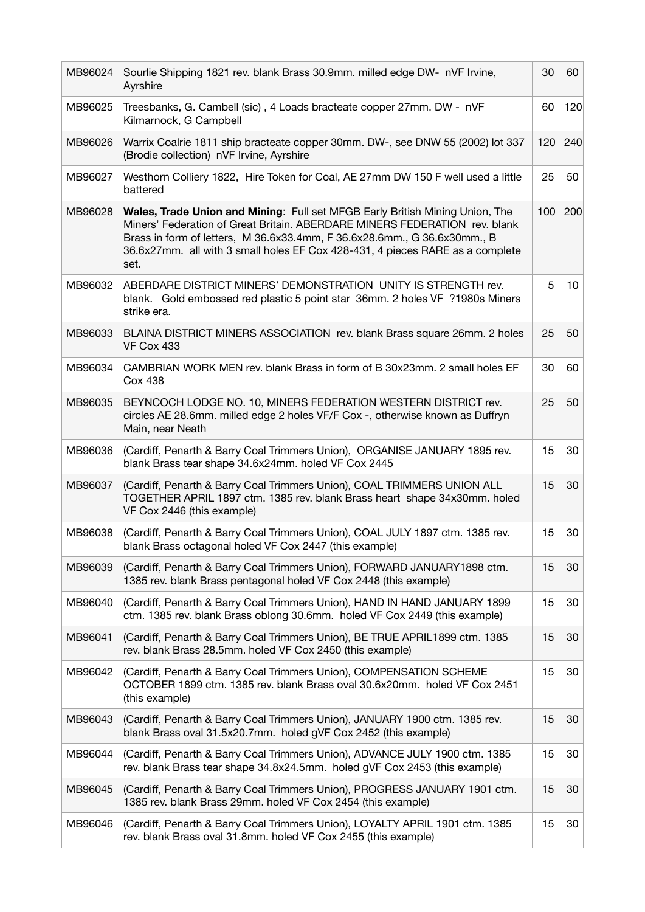| MB96024 | Sourlie Shipping 1821 rev. blank Brass 30.9mm. milled edge DW- nVF Irvine, Ayrshire | 30 | 60 |
|---|---|---|---|
| MB96025 | Treesbanks, G. Cambell (sic) , 4 Loads bracteate copper 27mm. DW - nVF Kilmarnock, G Campbell | 60 | 120 |
| MB96026 | Warrix Coalrie 1811 ship bracteate copper 30mm. DW-, see DNW 55 (2002) lot 337 (Brodie collection) nVF Irvine, Ayrshire | 120 | 240 |
| MB96027 | Westhorn Colliery 1822, Hire Token for Coal, AE 27mm DW 150 F well used a little battered | 25 | 50 |
| MB96028 | **Wales, Trade Union and Mining**: Full set MFGB Early British Mining Union, The Miners' Federation of Great Britain. ABERDARE MINERS FEDERATION rev. blank Brass in form of letters, M 36.6x33.4mm, F 36.6x28.6mm., G 36.6x30mm., B 36.6x27mm. all with 3 small holes EF Cox 428-431, 4 pieces RARE as a complete set. | 100 | 200 |
| MB96032 | ABERDARE DISTRICT MINERS' DEMONSTRATION UNITY IS STRENGTH rev. blank. Gold embossed red plastic 5 point star 36mm. 2 holes VF ?1980s Miners strike era. | 5 | 10 |
| MB96033 | BLAINA DISTRICT MINERS ASSOCIATION rev. blank Brass square 26mm. 2 holes VF Cox 433 | 25 | 50 |
| MB96034 | CAMBRIAN WORK MEN rev. blank Brass in form of B 30x23mm. 2 small holes EF Cox 438 | 30 | 60 |
| MB96035 | BEYNCOCH LODGE NO. 10, MINERS FEDERATION WESTERN DISTRICT rev. circles AE 28.6mm. milled edge 2 holes VF/F Cox -, otherwise known as Duffryn Main, near Neath | 25 | 50 |
| MB96036 | (Cardiff, Penarth & Barry Coal Trimmers Union), ORGANISE JANUARY 1895 rev. blank Brass tear shape 34.6x24mm. holed VF Cox 2445 | 15 | 30 |
| MB96037 | (Cardiff, Penarth & Barry Coal Trimmers Union), COAL TRIMMERS UNION ALL TOGETHER APRIL 1897 ctm. 1385 rev. blank Brass heart shape 34x30mm. holed VF Cox 2446 (this example) | 15 | 30 |
| MB96038 | (Cardiff, Penarth & Barry Coal Trimmers Union), COAL JULY 1897 ctm. 1385 rev. blank Brass octagonal holed VF Cox 2447 (this example) | 15 | 30 |
| MB96039 | (Cardiff, Penarth & Barry Coal Trimmers Union), FORWARD JANUARY1898 ctm. 1385 rev. blank Brass pentagonal holed VF Cox 2448 (this example) | 15 | 30 |
| MB96040 | (Cardiff, Penarth & Barry Coal Trimmers Union), HAND IN HAND JANUARY 1899 ctm. 1385 rev. blank Brass oblong 30.6mm. holed VF Cox 2449 (this example) | 15 | 30 |
| MB96041 | (Cardiff, Penarth & Barry Coal Trimmers Union), BE TRUE APRIL1899 ctm. 1385 rev. blank Brass 28.5mm. holed VF Cox 2450 (this example) | 15 | 30 |
| MB96042 | (Cardiff, Penarth & Barry Coal Trimmers Union), COMPENSATION SCHEME OCTOBER 1899 ctm. 1385 rev. blank Brass oval 30.6x20mm. holed VF Cox 2451 (this example) | 15 | 30 |
| MB96043 | (Cardiff, Penarth & Barry Coal Trimmers Union), JANUARY 1900 ctm. 1385 rev. blank Brass oval 31.5x20.7mm. holed gVF Cox 2452 (this example) | 15 | 30 |
| MB96044 | (Cardiff, Penarth & Barry Coal Trimmers Union), ADVANCE JULY 1900 ctm. 1385 rev. blank Brass tear shape 34.8x24.5mm. holed gVF Cox 2453 (this example) | 15 | 30 |
| MB96045 | (Cardiff, Penarth & Barry Coal Trimmers Union), PROGRESS JANUARY 1901 ctm. 1385 rev. blank Brass 29mm. holed VF Cox 2454 (this example) | 15 | 30 |
| MB96046 | (Cardiff, Penarth & Barry Coal Trimmers Union), LOYALTY APRIL 1901 ctm. 1385 rev. blank Brass oval 31.8mm. holed VF Cox 2455 (this example) | 15 | 30 |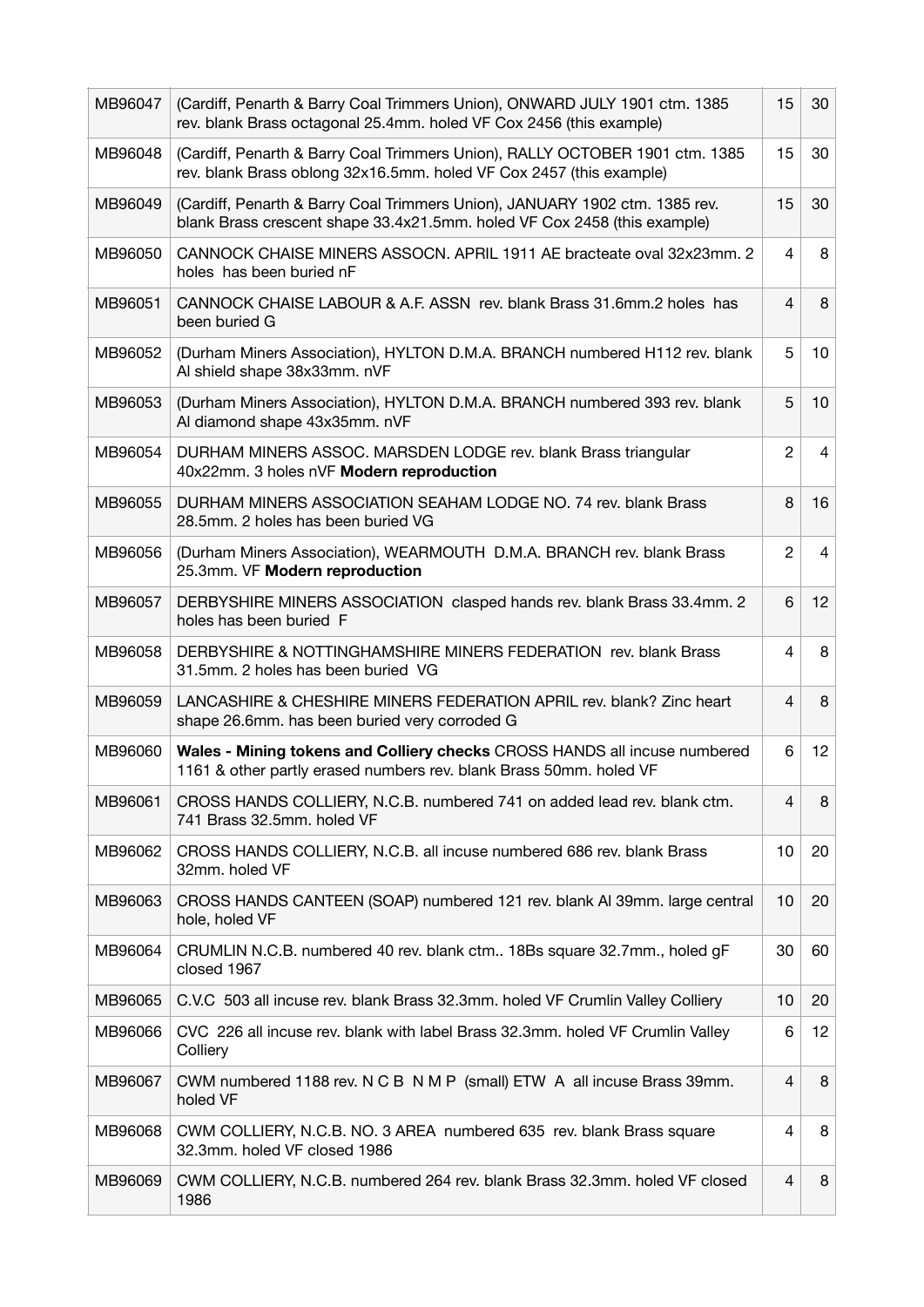| | | | |
|---|---|---|---|
| MB96047 | (Cardiff, Penarth & Barry Coal Trimmers Union), ONWARD JULY 1901 ctm. 1385 rev. blank Brass octagonal 25.4mm. holed VF Cox 2456 (this example) | 15 | 30 |
| MB96048 | (Cardiff, Penarth & Barry Coal Trimmers Union), RALLY OCTOBER 1901 ctm. 1385 rev. blank Brass oblong 32x16.5mm. holed VF Cox 2457 (this example) | 15 | 30 |
| MB96049 | (Cardiff, Penarth & Barry Coal Trimmers Union), JANUARY 1902 ctm. 1385 rev. blank Brass crescent shape 33.4x21.5mm. holed VF Cox 2458 (this example) | 15 | 30 |
| MB96050 | CANNOCK CHAISE MINERS ASSOCN. APRIL 1911 AE bracteate oval 32x23mm. 2 holes has been buried nF | 4 | 8 |
| MB96051 | CANNOCK CHAISE LABOUR & A.F. ASSN rev. blank Brass 31.6mm.2 holes has been buried G | 4 | 8 |
| MB96052 | (Durham Miners Association), HYLTON D.M.A. BRANCH numbered H112 rev. blank Al shield shape 38x33mm. nVF | 5 | 10 |
| MB96053 | (Durham Miners Association), HYLTON D.M.A. BRANCH numbered 393 rev. blank Al diamond shape 43x35mm. nVF | 5 | 10 |
| MB96054 | DURHAM MINERS ASSOC. MARSDEN LODGE rev. blank Brass triangular 40x22mm. 3 holes nVF **Modern reproduction** | 2 | 4 |
| MB96055 | DURHAM MINERS ASSOCIATION SEAHAM LODGE NO. 74 rev. blank Brass 28.5mm. 2 holes has been buried VG | 8 | 16 |
| MB96056 | (Durham Miners Association), WEARMOUTH D.M.A. BRANCH rev. blank Brass 25.3mm. VF **Modern reproduction** | 2 | 4 |
| MB96057 | DERBYSHIRE MINERS ASSOCIATION clasped hands rev. blank Brass 33.4mm. 2 holes has been buried F | 6 | 12 |
| MB96058 | DERBYSHIRE & NOTTINGHAMSHIRE MINERS FEDERATION rev. blank Brass 31.5mm. 2 holes has been buried VG | 4 | 8 |
| MB96059 | LANCASHIRE & CHESHIRE MINERS FEDERATION APRIL rev. blank? Zinc heart shape 26.6mm. has been buried very corroded G | 4 | 8 |
| MB96060 | **Wales - Mining tokens and Colliery checks** CROSS HANDS all incuse numbered 1161 & other partly erased numbers rev. blank Brass 50mm. holed VF | 6 | 12 |
| MB96061 | CROSS HANDS COLLIERY, N.C.B. numbered 741 on added lead rev. blank ctm. 741 Brass 32.5mm. holed VF | 4 | 8 |
| MB96062 | CROSS HANDS COLLIERY, N.C.B. all incuse numbered 686 rev. blank Brass 32mm. holed VF | 10 | 20 |
| MB96063 | CROSS HANDS CANTEEN (SOAP) numbered 121 rev. blank Al 39mm. large central hole, holed VF | 10 | 20 |
| MB96064 | CRUMLIN N.C.B. numbered 40 rev. blank ctm.. 18Bs square 32.7mm., holed gF closed 1967 | 30 | 60 |
| MB96065 | C.V.C 503 all incuse rev. blank Brass 32.3mm. holed VF Crumlin Valley Colliery | 10 | 20 |
| MB96066 | CVC 226 all incuse rev. blank with label Brass 32.3mm. holed VF Crumlin Valley Colliery | 6 | 12 |
| MB96067 | CWM numbered 1188 rev. N C B N M P (small) ETW A all incuse Brass 39mm. holed VF | 4 | 8 |
| MB96068 | CWM COLLIERY, N.C.B. NO. 3 AREA numbered 635 rev. blank Brass square 32.3mm. holed VF closed 1986 | 4 | 8 |
| MB96069 | CWM COLLIERY, N.C.B. numbered 264 rev. blank Brass 32.3mm. holed VF closed 1986 | 4 | 8 |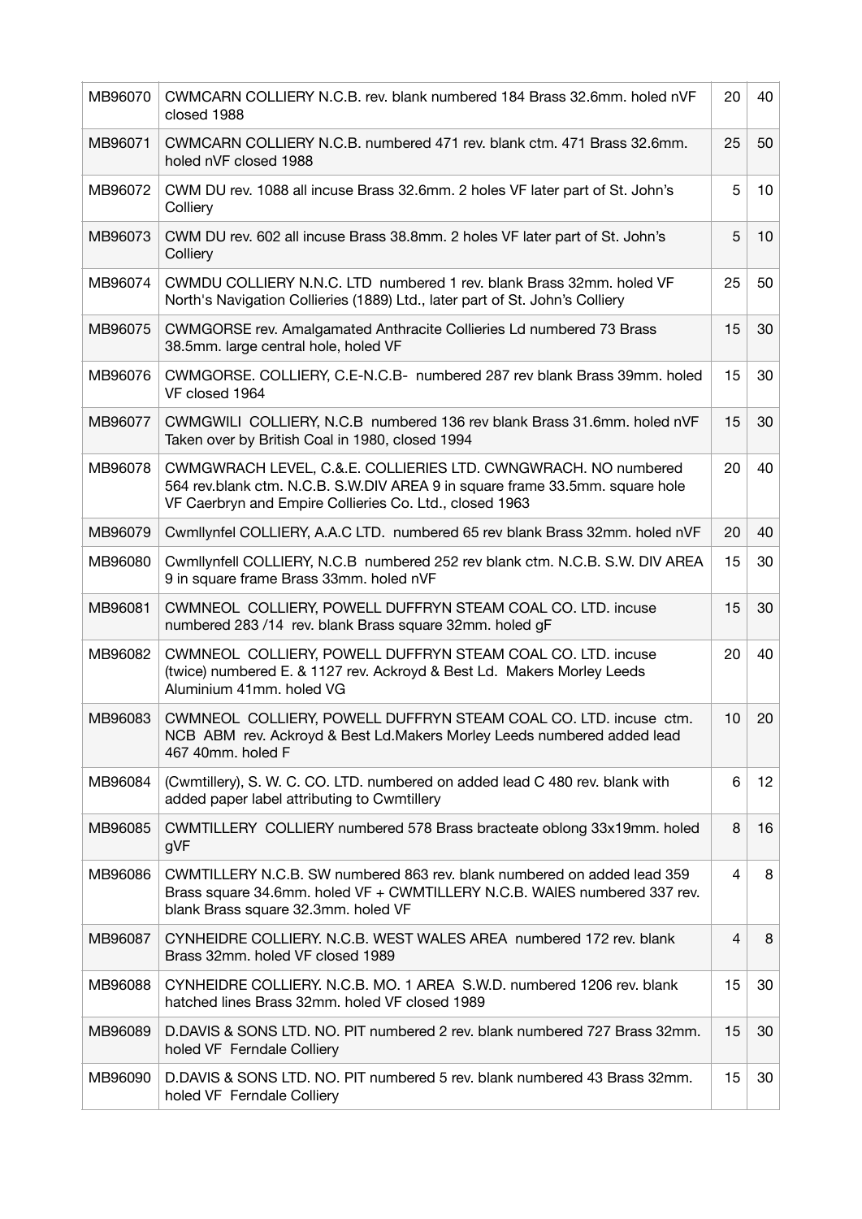| | | | |
|---|---|---|---|
| MB96070 | CWMCARN COLLIERY N.C.B. rev. blank numbered 184 Brass 32.6mm. holed nVF closed 1988 | 20 | 40 |
| MB96071 | CWMCARN COLLIERY N.C.B. numbered 471 rev. blank ctm. 471 Brass 32.6mm. holed nVF closed 1988 | 25 | 50 |
| MB96072 | CWM DU rev. 1088 all incuse Brass 32.6mm. 2 holes VF later part of St. John's Colliery | 5 | 10 |
| MB96073 | CWM DU rev. 602 all incuse Brass 38.8mm. 2 holes VF later part of St. John's Colliery | 5 | 10 |
| MB96074 | CWMDU COLLIERY N.N.C. LTD numbered 1 rev. blank Brass 32mm. holed VF North's Navigation Collieries (1889) Ltd., later part of St. John's Colliery | 25 | 50 |
| MB96075 | CWMGORSE rev. Amalgamated Anthracite Collieries Ld numbered 73 Brass 38.5mm. large central hole, holed VF | 15 | 30 |
| MB96076 | CWMGORSE. COLLIERY, C.E-N.C.B- numbered 287 rev blank Brass 39mm. holed VF closed 1964 | 15 | 30 |
| MB96077 | CWMGWILI COLLIERY, N.C.B numbered 136 rev blank Brass 31.6mm. holed nVF Taken over by British Coal in 1980, closed 1994 | 15 | 30 |
| MB96078 | CWMGWRACH LEVEL, C.&.E. COLLIERIES LTD. CWNGWRACH. NO numbered 564 rev.blank ctm. N.C.B. S.W.DIV AREA 9 in square frame 33.5mm. square hole VF Caerbryn and Empire Collieries Co. Ltd., closed 1963 | 20 | 40 |
| MB96079 | Cwmllynfel COLLIERY, A.A.C LTD. numbered 65 rev blank Brass 32mm. holed nVF | 20 | 40 |
| MB96080 | Cwmllynfell COLLIERY, N.C.B numbered 252 rev blank ctm. N.C.B. S.W. DIV AREA 9 in square frame Brass 33mm. holed nVF | 15 | 30 |
| MB96081 | CWMNEOL COLLIERY, POWELL DUFFRYN STEAM COAL CO. LTD. incuse numbered 283 /14 rev. blank Brass square 32mm. holed gF | 15 | 30 |
| MB96082 | CWMNEOL COLLIERY, POWELL DUFFRYN STEAM COAL CO. LTD. incuse (twice) numbered E. & 1127 rev. Ackroyd & Best Ld. Makers Morley Leeds Aluminium 41mm. holed VG | 20 | 40 |
| MB96083 | CWMNEOL COLLIERY, POWELL DUFFRYN STEAM COAL CO. LTD. incuse ctm. NCB ABM rev. Ackroyd & Best Ld.Makers Morley Leeds numbered added lead 467 40mm. holed F | 10 | 20 |
| MB96084 | (Cwmtillery), S. W. C. CO. LTD. numbered on added lead C 480 rev. blank with added paper label attributing to Cwmtillery | 6 | 12 |
| MB96085 | CWMTILLERY COLLIERY numbered 578 Brass bracteate oblong 33x19mm. holed gVF | 8 | 16 |
| MB96086 | CWMTILLERY N.C.B. SW numbered 863 rev. blank numbered on added lead 359 Brass square 34.6mm. holed VF + CWMTILLERY N.C.B. WAIES numbered 337 rev. blank Brass square 32.3mm. holed VF | 4 | 8 |
| MB96087 | CYNHEIDRE COLLIERY. N.C.B. WEST WALES AREA numbered 172 rev. blank Brass 32mm. holed VF closed 1989 | 4 | 8 |
| MB96088 | CYNHEIDRE COLLIERY. N.C.B. MO. 1 AREA S.W.D. numbered 1206 rev. blank hatched lines Brass 32mm. holed VF closed 1989 | 15 | 30 |
| MB96089 | D.DAVIS & SONS LTD. NO. PIT numbered 2 rev. blank numbered 727 Brass 32mm. holed VF Ferndale Colliery | 15 | 30 |
| MB96090 | D.DAVIS & SONS LTD. NO. PIT numbered 5 rev. blank numbered 43 Brass 32mm. holed VF Ferndale Colliery | 15 | 30 |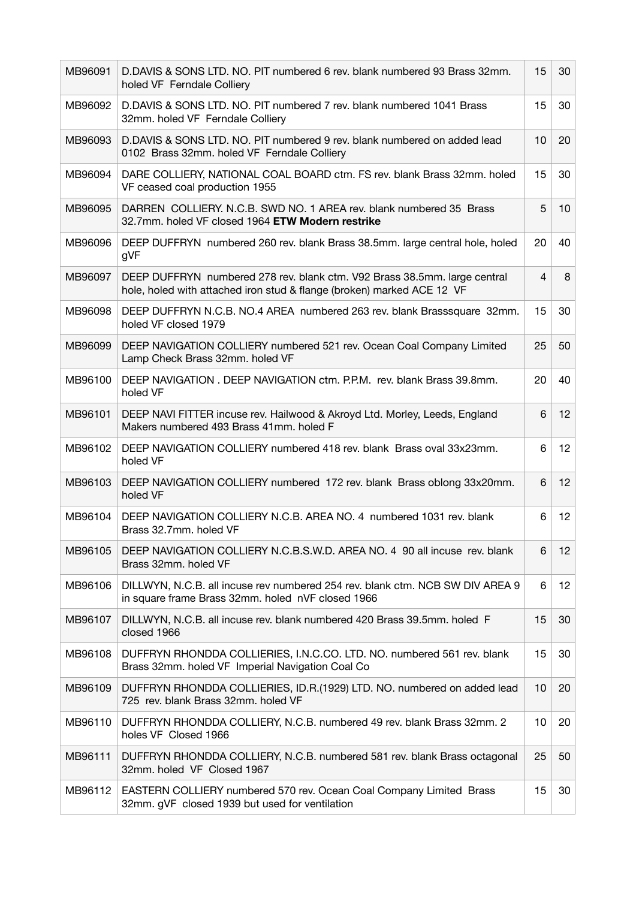| | | | |
|---|---|---|---|
| MB96091 | D.DAVIS & SONS LTD. NO. PIT numbered 6 rev. blank numbered 93 Brass 32mm. holed VF Ferndale Colliery | 15 | 30 |
| MB96092 | D.DAVIS & SONS LTD. NO. PIT numbered 7 rev. blank numbered 1041 Brass 32mm. holed VF Ferndale Colliery | 15 | 30 |
| MB96093 | D.DAVIS & SONS LTD. NO. PIT numbered 9 rev. blank numbered on added lead 0102 Brass 32mm. holed VF Ferndale Colliery | 10 | 20 |
| MB96094 | DARE COLLIERY, NATIONAL COAL BOARD ctm. FS rev. blank Brass 32mm. holed VF ceased coal production 1955 | 15 | 30 |
| MB96095 | DARREN COLLIERY. N.C.B. SWD NO. 1 AREA rev. blank numbered 35 Brass 32.7mm. holed VF closed 1964 **ETW Modern restrike** | 5 | 10 |
| MB96096 | DEEP DUFFRYN numbered 260 rev. blank Brass 38.5mm. large central hole, holed gVF | 20 | 40 |
| MB96097 | DEEP DUFFRYN numbered 278 rev. blank ctm. V92 Brass 38.5mm. large central hole, holed with attached iron stud & flange (broken) marked ACE 12 VF | 4 | 8 |
| MB96098 | DEEP DUFFRYN N.C.B. NO.4 AREA numbered 263 rev. blank Brasssquare 32mm. holed VF closed 1979 | 15 | 30 |
| MB96099 | DEEP NAVIGATION COLLIERY numbered 521 rev. Ocean Coal Company Limited Lamp Check Brass 32mm. holed VF | 25 | 50 |
| MB96100 | DEEP NAVIGATION . DEEP NAVIGATION ctm. P.P.M. rev. blank Brass 39.8mm. holed VF | 20 | 40 |
| MB96101 | DEEP NAVI FITTER incuse rev. Hailwood & Akroyd Ltd. Morley, Leeds, England Makers numbered 493 Brass 41mm. holed F | 6 | 12 |
| MB96102 | DEEP NAVIGATION COLLIERY numbered 418 rev. blank Brass oval 33x23mm. holed VF | 6 | 12 |
| MB96103 | DEEP NAVIGATION COLLIERY numbered 172 rev. blank Brass oblong 33x20mm. holed VF | 6 | 12 |
| MB96104 | DEEP NAVIGATION COLLIERY N.C.B. AREA NO. 4 numbered 1031 rev. blank Brass 32.7mm. holed VF | 6 | 12 |
| MB96105 | DEEP NAVIGATION COLLIERY N.C.B.S.W.D. AREA NO. 4 90 all incuse rev. blank Brass 32mm. holed VF | 6 | 12 |
| MB96106 | DILLWYN, N.C.B. all incuse rev numbered 254 rev. blank ctm. NCB SW DIV AREA 9 in square frame Brass 32mm. holed nVF closed 1966 | 6 | 12 |
| MB96107 | DILLWYN, N.C.B. all incuse rev. blank numbered 420 Brass 39.5mm. holed F closed 1966 | 15 | 30 |
| MB96108 | DUFFRYN RHONDDA COLLIERIES, I.N.C.CO. LTD. NO. numbered 561 rev. blank Brass 32mm. holed VF Imperial Navigation Coal Co | 15 | 30 |
| MB96109 | DUFFRYN RHONDDA COLLIERIES, ID.R.(1929) LTD. NO. numbered on added lead 725 rev. blank Brass 32mm. holed VF | 10 | 20 |
| MB96110 | DUFFRYN RHONDDA COLLIERY, N.C.B. numbered 49 rev. blank Brass 32mm. 2 holes VF Closed 1966 | 10 | 20 |
| MB96111 | DUFFRYN RHONDDA COLLIERY, N.C.B. numbered 581 rev. blank Brass octagonal 32mm. holed VF Closed 1967 | 25 | 50 |
| MB96112 | EASTERN COLLIERY numbered 570 rev. Ocean Coal Company Limited Brass 32mm. gVF closed 1939 but used for ventilation | 15 | 30 |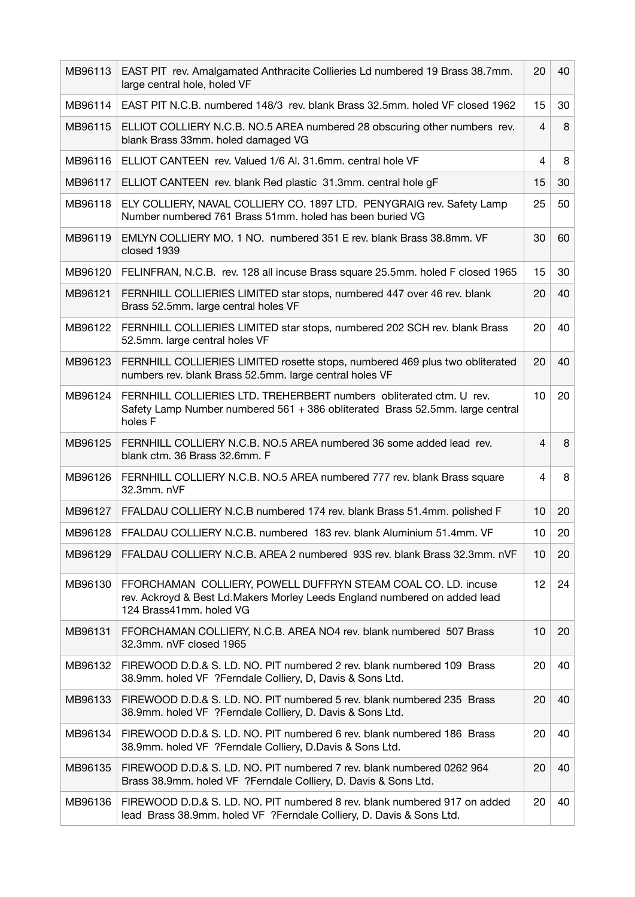| | | | |
|---|---|---|---|
| MB96113 | EAST PIT rev. Amalgamated Anthracite Collieries Ld numbered 19 Brass 38.7mm. large central hole, holed VF | 20 | 40 |
| MB96114 | EAST PIT N.C.B. numbered 148/3 rev. blank Brass 32.5mm. holed VF closed 1962 | 15 | 30 |
| MB96115 | ELLIOT COLLIERY N.C.B. NO.5 AREA numbered 28 obscuring other numbers rev. blank Brass 33mm. holed damaged VG | 4 | 8 |
| MB96116 | ELLIOT CANTEEN rev. Valued 1/6 Al. 31.6mm. central hole VF | 4 | 8 |
| MB96117 | ELLIOT CANTEEN rev. blank Red plastic 31.3mm. central hole gF | 15 | 30 |
| MB96118 | ELY COLLIERY, NAVAL COLLIERY CO. 1897 LTD. PENYGRAIG rev. Safety Lamp Number numbered 761 Brass 51mm. holed has been buried VG | 25 | 50 |
| MB96119 | EMLYN COLLIERY MO. 1 NO. numbered 351 E rev. blank Brass 38.8mm. VF closed 1939 | 30 | 60 |
| MB96120 | FELINFRAN, N.C.B. rev. 128 all incuse Brass square 25.5mm. holed F closed 1965 | 15 | 30 |
| MB96121 | FERNHILL COLLIERIES LIMITED star stops, numbered 447 over 46 rev. blank Brass 52.5mm. large central holes VF | 20 | 40 |
| MB96122 | FERNHILL COLLIERIES LIMITED star stops, numbered 202 SCH rev. blank Brass 52.5mm. large central holes VF | 20 | 40 |
| MB96123 | FERNHILL COLLIERIES LIMITED rosette stops, numbered 469 plus two obliterated numbers rev. blank Brass 52.5mm. large central holes VF | 20 | 40 |
| MB96124 | FERNHILL COLLIERIES LTD. TREHERBERT numbers obliterated ctm. U rev. Safety Lamp Number numbered 561 + 386 obliterated Brass 52.5mm. large central holes F | 10 | 20 |
| MB96125 | FERNHILL COLLIERY N.C.B. NO.5 AREA numbered 36 some added lead rev. blank ctm. 36 Brass 32.6mm. F | 4 | 8 |
| MB96126 | FERNHILL COLLIERY N.C.B. NO.5 AREA numbered 777 rev. blank Brass square 32.3mm. nVF | 4 | 8 |
| MB96127 | FFALDAU COLLIERY N.C.B numbered 174 rev. blank Brass 51.4mm. polished F | 10 | 20 |
| MB96128 | FFALDAU COLLIERY N.C.B. numbered 183 rev. blank Aluminium 51.4mm. VF | 10 | 20 |
| MB96129 | FFALDAU COLLIERY N.C.B. AREA 2 numbered 93S rev. blank Brass 32.3mm. nVF | 10 | 20 |
| MB96130 | FFORCHAMAN COLLIERY, POWELL DUFFRYN STEAM COAL CO. LD. incuse rev. Ackroyd & Best Ld.Makers Morley Leeds England numbered on added lead 124 Brass41mm. holed VG | 12 | 24 |
| MB96131 | FFORCHAMAN COLLIERY, N.C.B. AREA NO4 rev. blank numbered 507 Brass 32.3mm. nVF closed 1965 | 10 | 20 |
| MB96132 | FIREWOOD D.D.& S. LD. NO. PIT numbered 2 rev. blank numbered 109 Brass 38.9mm. holed VF ?Ferndale Colliery, D, Davis & Sons Ltd. | 20 | 40 |
| MB96133 | FIREWOOD D.D.& S. LD. NO. PIT numbered 5 rev. blank numbered 235 Brass 38.9mm. holed VF ?Ferndale Colliery, D. Davis & Sons Ltd. | 20 | 40 |
| MB96134 | FIREWOOD D.D.& S. LD. NO. PIT numbered 6 rev. blank numbered 186 Brass 38.9mm. holed VF ?Ferndale Colliery, D.Davis & Sons Ltd. | 20 | 40 |
| MB96135 | FIREWOOD D.D.& S. LD. NO. PIT numbered 7 rev. blank numbered 0262 964 Brass 38.9mm. holed VF ?Ferndale Colliery, D. Davis & Sons Ltd. | 20 | 40 |
| MB96136 | FIREWOOD D.D.& S. LD. NO. PIT numbered 8 rev. blank numbered 917 on added lead Brass 38.9mm. holed VF ?Ferndale Colliery, D. Davis & Sons Ltd. | 20 | 40 |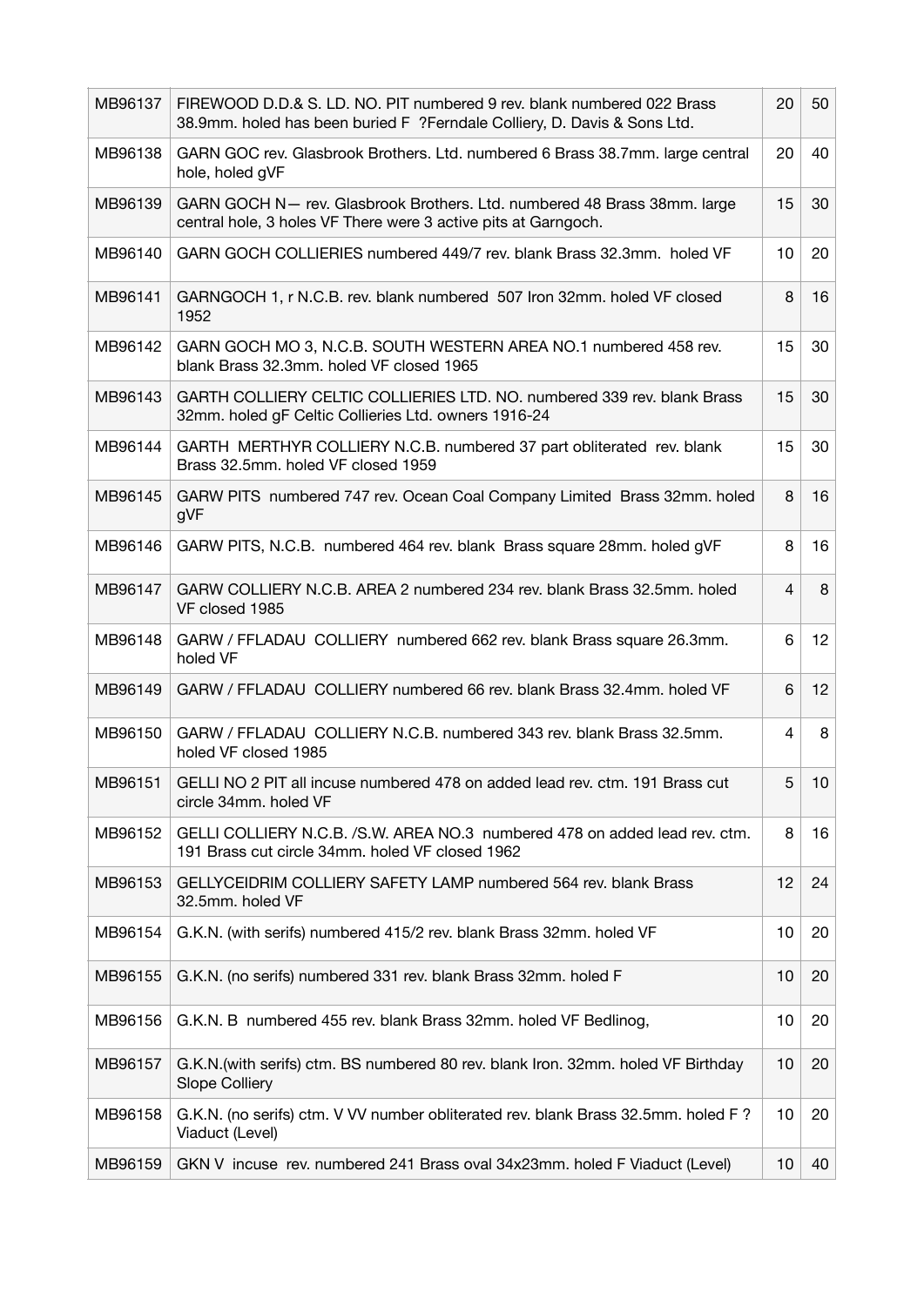| | | | |
|---|---|---|---|
| MB96137 | FIREWOOD D.D.& S. LD. NO. PIT numbered 9 rev. blank numbered 022 Brass 38.9mm. holed has been buried F ?Ferndale Colliery, D. Davis & Sons Ltd. | 20 | 50 |
| MB96138 | GARN GOC rev. Glasbrook Brothers. Ltd. numbered 6 Brass 38.7mm. large central hole, holed gVF | 20 | 40 |
| MB96139 | GARN GOCH N— rev. Glasbrook Brothers. Ltd. numbered 48 Brass 38mm. large central hole, 3 holes VF There were 3 active pits at Garngoch. | 15 | 30 |
| MB96140 | GARN GOCH COLLIERIES numbered 449/7 rev. blank Brass 32.3mm. holed VF | 10 | 20 |
| MB96141 | GARNGOCH 1, r N.C.B. rev. blank numbered 507 Iron 32mm. holed VF closed 1952 | 8 | 16 |
| MB96142 | GARN GOCH MO 3, N.C.B. SOUTH WESTERN AREA NO.1 numbered 458 rev. blank Brass 32.3mm. holed VF closed 1965 | 15 | 30 |
| MB96143 | GARTH COLLIERY CELTIC COLLIERIES LTD. NO. numbered 339 rev. blank Brass 32mm. holed gF Celtic Collieries Ltd. owners 1916-24 | 15 | 30 |
| MB96144 | GARTH MERTHYR COLLIERY N.C.B. numbered 37 part obliterated rev. blank Brass 32.5mm. holed VF closed 1959 | 15 | 30 |
| MB96145 | GARW PITS numbered 747 rev. Ocean Coal Company Limited Brass 32mm. holed gVF | 8 | 16 |
| MB96146 | GARW PITS, N.C.B. numbered 464 rev. blank Brass square 28mm. holed gVF | 8 | 16 |
| MB96147 | GARW COLLIERY N.C.B. AREA 2 numbered 234 rev. blank Brass 32.5mm. holed VF closed 1985 | 4 | 8 |
| MB96148 | GARW / FFLADAU COLLIERY numbered 662 rev. blank Brass square 26.3mm. holed VF | 6 | 12 |
| MB96149 | GARW / FFLADAU COLLIERY numbered 66 rev. blank Brass 32.4mm. holed VF | 6 | 12 |
| MB96150 | GARW / FFLADAU COLLIERY N.C.B. numbered 343 rev. blank Brass 32.5mm. holed VF closed 1985 | 4 | 8 |
| MB96151 | GELLI NO 2 PIT all incuse numbered 478 on added lead rev. ctm. 191 Brass cut circle 34mm. holed VF | 5 | 10 |
| MB96152 | GELLI COLLIERY N.C.B. /S.W. AREA NO.3 numbered 478 on added lead rev. ctm. 191 Brass cut circle 34mm. holed VF closed 1962 | 8 | 16 |
| MB96153 | GELLYCEIDRIM COLLIERY SAFETY LAMP numbered 564 rev. blank Brass 32.5mm. holed VF | 12 | 24 |
| MB96154 | G.K.N. (with serifs) numbered 415/2 rev. blank Brass 32mm. holed VF | 10 | 20 |
| MB96155 | G.K.N. (no serifs) numbered 331 rev. blank Brass 32mm. holed F | 10 | 20 |
| MB96156 | G.K.N. B numbered 455 rev. blank Brass 32mm. holed VF Bedlinog, | 10 | 20 |
| MB96157 | G.K.N.(with serifs) ctm. BS numbered 80 rev. blank Iron. 32mm. holed VF Birthday Slope Colliery | 10 | 20 |
| MB96158 | G.K.N. (no serifs) ctm. V VV number obliterated rev. blank Brass 32.5mm. holed F ? Viaduct (Level) | 10 | 20 |
| MB96159 | GKN V incuse rev. numbered 241 Brass oval 34x23mm. holed F Viaduct (Level) | 10 | 40 |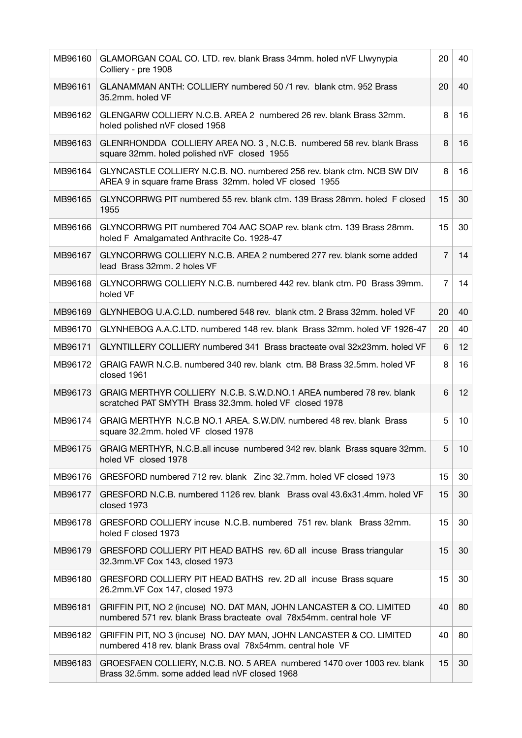| | | | |
|---|---|---|---|
| MB96160 | GLAMORGAN COAL CO. LTD. rev. blank Brass 34mm. holed nVF Llwynypia Colliery - pre 1908 | 20 | 40 |
| MB96161 | GLANAMMAN ANTH: COLLIERY numbered 50 /1 rev. blank ctm. 952 Brass 35.2mm. holed VF | 20 | 40 |
| MB96162 | GLENGARW COLLIERY N.C.B. AREA 2 numbered 26 rev. blank Brass 32mm. holed polished nVF closed 1958 | 8 | 16 |
| MB96163 | GLENRHONDDA COLLIERY AREA NO. 3 , N.C.B. numbered 58 rev. blank Brass square 32mm. holed polished nVF closed 1955 | 8 | 16 |
| MB96164 | GLYNCASTLE COLLIERY N.C.B. NO. numbered 256 rev. blank ctm. NCB SW DIV AREA 9 in square frame Brass 32mm. holed VF closed 1955 | 8 | 16 |
| MB96165 | GLYNCORRWG PIT numbered 55 rev. blank ctm. 139 Brass 28mm. holed F closed 1955 | 15 | 30 |
| MB96166 | GLYNCORRWG PIT numbered 704 AAC SOAP rev. blank ctm. 139 Brass 28mm. holed F Amalgamated Anthracite Co. 1928-47 | 15 | 30 |
| MB96167 | GLYNCORRWG COLLIERY N.C.B. AREA 2 numbered 277 rev. blank some added lead Brass 32mm. 2 holes VF | 7 | 14 |
| MB96168 | GLYNCORRWG COLLIERY N.C.B. numbered 442 rev. blank ctm. P0 Brass 39mm. holed VF | 7 | 14 |
| MB96169 | GLYNHEBOG U.A.C.LD. numbered 548 rev. blank ctm. 2 Brass 32mm. holed VF | 20 | 40 |
| MB96170 | GLYNHEBOG A.A.C.LTD. numbered 148 rev. blank Brass 32mm. holed VF 1926-47 | 20 | 40 |
| MB96171 | GLYNTILLERY COLLIERY numbered 341 Brass bracteate oval 32x23mm. holed VF | 6 | 12 |
| MB96172 | GRAIG FAWR N.C.B. numbered 340 rev. blank ctm. B8 Brass 32.5mm. holed VF closed 1961 | 8 | 16 |
| MB96173 | GRAIG MERTHYR COLLIERY N.C.B. S.W.D.NO.1 AREA numbered 78 rev. blank scratched PAT SMYTH Brass 32.3mm. holed VF closed 1978 | 6 | 12 |
| MB96174 | GRAIG MERTHYR N.C.B NO.1 AREA. S.W.DIV. numbered 48 rev. blank Brass square 32.2mm. holed VF closed 1978 | 5 | 10 |
| MB96175 | GRAIG MERTHYR, N.C.B.all incuse numbered 342 rev. blank Brass square 32mm. holed VF closed 1978 | 5 | 10 |
| MB96176 | GRESFORD numbered 712 rev. blank Zinc 32.7mm. holed VF closed 1973 | 15 | 30 |
| MB96177 | GRESFORD N.C.B. numbered 1126 rev. blank Brass oval 43.6x31.4mm. holed VF closed 1973 | 15 | 30 |
| MB96178 | GRESFORD COLLIERY incuse N.C.B. numbered 751 rev. blank Brass 32mm. holed F closed 1973 | 15 | 30 |
| MB96179 | GRESFORD COLLIERY PIT HEAD BATHS rev. 6D all incuse Brass triangular 32.3mm.VF Cox 143, closed 1973 | 15 | 30 |
| MB96180 | GRESFORD COLLIERY PIT HEAD BATHS rev. 2D all incuse Brass square 26.2mm.VF Cox 147, closed 1973 | 15 | 30 |
| MB96181 | GRIFFIN PIT, NO 2 (incuse) NO. DAT MAN, JOHN LANCASTER & CO. LIMITED numbered 571 rev. blank Brass bracteate oval 78x54mm. central hole VF | 40 | 80 |
| MB96182 | GRIFFIN PIT, NO 3 (incuse) NO. DAY MAN, JOHN LANCASTER & CO. LIMITED numbered 418 rev. blank Brass oval 78x54mm. central hole VF | 40 | 80 |
| MB96183 | GROESFAEN COLLIERY, N.C.B. NO. 5 AREA numbered 1470 over 1003 rev. blank Brass 32.5mm. some added lead nVF closed 1968 | 15 | 30 |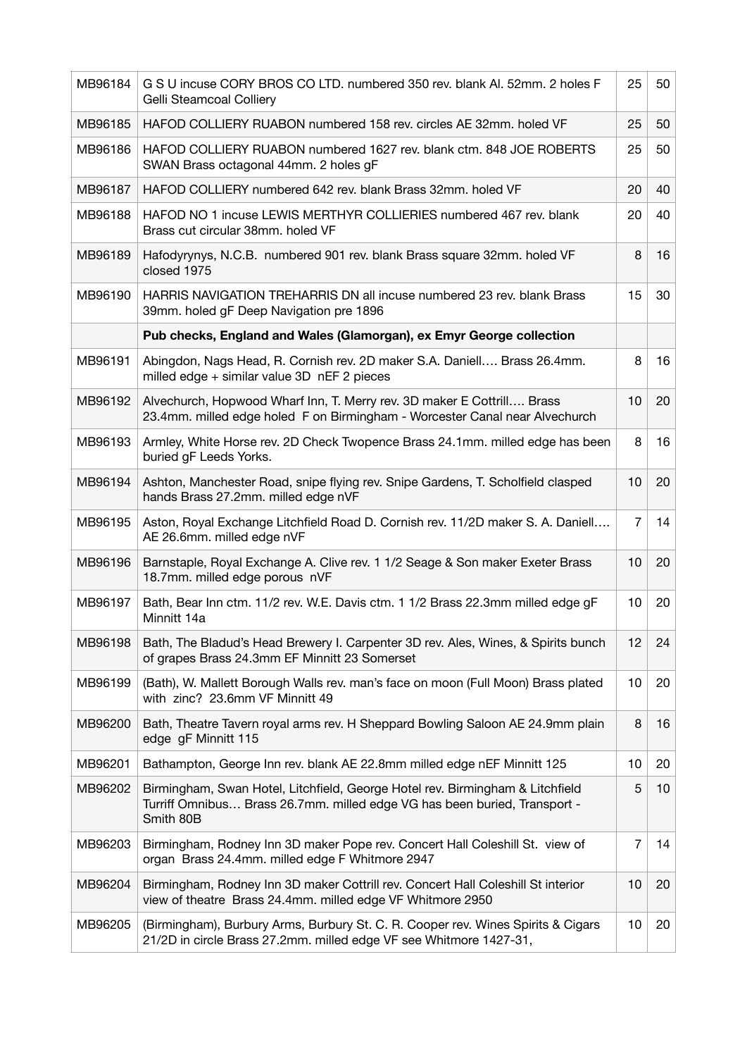| | | | |
|---|---|---|---|
| MB96184 | G S U incuse CORY BROS CO LTD. numbered 350 rev. blank Al. 52mm. 2 holes F Gelli Steamcoal Colliery | 25 | 50 |
| MB96185 | HAFOD COLLIERY RUABON numbered 158 rev. circles AE 32mm. holed VF | 25 | 50 |
| MB96186 | HAFOD COLLIERY RUABON numbered 1627 rev. blank ctm. 848 JOE ROBERTS SWAN Brass octagonal 44mm. 2 holes gF | 25 | 50 |
| MB96187 | HAFOD COLLIERY numbered 642 rev. blank Brass 32mm. holed VF | 20 | 40 |
| MB96188 | HAFOD NO 1 incuse LEWIS MERTHYR COLLIERIES numbered 467 rev. blank Brass cut circular 38mm. holed VF | 20 | 40 |
| MB96189 | Hafodyrynys, N.C.B. numbered 901 rev. blank Brass square 32mm. holed VF closed 1975 | 8 | 16 |
| MB96190 | HARRIS NAVIGATION TREHARRIS DN all incuse numbered 23 rev. blank Brass 39mm. holed gF Deep Navigation pre 1896 | 15 | 30 |
| | **Pub checks, England and Wales (Glamorgan), ex Emyr George collection** | | |
| MB96191 | Abingdon, Nags Head, R. Cornish rev. 2D maker S.A. Daniell…. Brass 26.4mm. milled edge + similar value 3D nEF 2 pieces | 8 | 16 |
| MB96192 | Alvechurch, Hopwood Wharf Inn, T. Merry rev. 3D maker E Cottrill…. Brass 23.4mm. milled edge holed F on Birmingham - Worcester Canal near Alvechurch | 10 | 20 |
| MB96193 | Armley, White Horse rev. 2D Check Twopence Brass 24.1mm. milled edge has been buried gF Leeds Yorks. | 8 | 16 |
| MB96194 | Ashton, Manchester Road, snipe flying rev. Snipe Gardens, T. Scholfield clasped hands Brass 27.2mm. milled edge nVF | 10 | 20 |
| MB96195 | Aston, Royal Exchange Litchfield Road D. Cornish rev. 11/2D maker S. A. Daniell…. AE 26.6mm. milled edge nVF | 7 | 14 |
| MB96196 | Barnstaple, Royal Exchange A. Clive rev. 1 1/2 Seage & Son maker Exeter Brass 18.7mm. milled edge porous nVF | 10 | 20 |
| MB96197 | Bath, Bear Inn ctm. 11/2 rev. W.E. Davis ctm. 1 1/2 Brass 22.3mm milled edge gF Minnitt 14a | 10 | 20 |
| MB96198 | Bath, The Bladud's Head Brewery I. Carpenter 3D rev. Ales, Wines, & Spirits bunch of grapes Brass 24.3mm EF Minnitt 23 Somerset | 12 | 24 |
| MB96199 | (Bath), W. Mallett Borough Walls rev. man's face on moon (Full Moon) Brass plated with zinc? 23.6mm VF Minnitt 49 | 10 | 20 |
| MB96200 | Bath, Theatre Tavern royal arms rev. H Sheppard Bowling Saloon AE 24.9mm plain edge gF Minnitt 115 | 8 | 16 |
| MB96201 | Bathampton, George Inn rev. blank AE 22.8mm milled edge nEF Minnitt 125 | 10 | 20 |
| MB96202 | Birmingham, Swan Hotel, Litchfield, George Hotel rev. Birmingham & Litchfield Turriff Omnibus… Brass 26.7mm. milled edge VG has been buried, Transport - Smith 80B | 5 | 10 |
| MB96203 | Birmingham, Rodney Inn 3D maker Pope rev. Concert Hall Coleshill St. view of organ Brass 24.4mm. milled edge F Whitmore 2947 | 7 | 14 |
| MB96204 | Birmingham, Rodney Inn 3D maker Cottrill rev. Concert Hall Coleshill St interior view of theatre Brass 24.4mm. milled edge VF Whitmore 2950 | 10 | 20 |
| MB96205 | (Birmingham), Burbury Arms, Burbury St. C. R. Cooper rev. Wines Spirits & Cigars 21/2D in circle Brass 27.2mm. milled edge VF see Whitmore 1427-31, | 10 | 20 |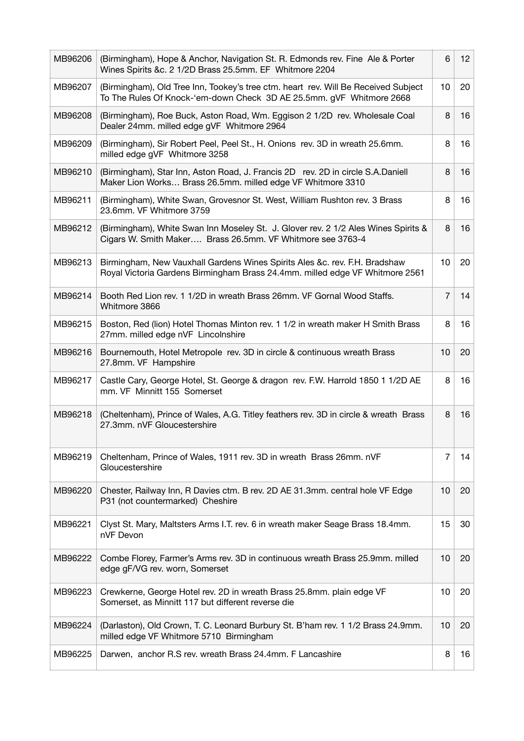| | | | |
|---|---|---|---|
| MB96206 | (Birmingham), Hope & Anchor, Navigation St. R. Edmonds rev. Fine Ale & Porter Wines Spirits &c. 2 1/2D Brass 25.5mm. EF Whitmore 2204 | 6 | 12 |
| MB96207 | (Birmingham), Old Tree Inn, Tookey's tree ctm. heart rev. Will Be Received Subject To The Rules Of Knock-'em-down Check 3D AE 25.5mm. gVF Whitmore 2668 | 10 | 20 |
| MB96208 | (Birmingham), Roe Buck, Aston Road, Wm. Eggison 2 1/2D rev. Wholesale Coal Dealer 24mm. milled edge gVF Whitmore 2964 | 8 | 16 |
| MB96209 | (Birmingham), Sir Robert Peel, Peel St., H. Onions rev. 3D in wreath 25.6mm. milled edge gVF Whitmore 3258 | 8 | 16 |
| MB96210 | (Birmingham), Star Inn, Aston Road, J. Francis 2D rev. 2D in circle S.A.Daniell Maker Lion Works… Brass 26.5mm. milled edge VF Whitmore 3310 | 8 | 16 |
| MB96211 | (Birmingham), White Swan, Grovesnor St. West, William Rushton rev. 3 Brass 23.6mm. VF Whitmore 3759 | 8 | 16 |
| MB96212 | (Birmingham), White Swan Inn Moseley St. J. Glover rev. 2 1/2 Ales Wines Spirits & Cigars W. Smith Maker…. Brass 26.5mm. VF Whitmore see 3763-4 | 8 | 16 |
| MB96213 | Birmingham, New Vauxhall Gardens Wines Spirits Ales &c. rev. F.H. Bradshaw Royal Victoria Gardens Birmingham Brass 24.4mm. milled edge VF Whitmore 2561 | 10 | 20 |
| MB96214 | Booth Red Lion rev. 1 1/2D in wreath Brass 26mm. VF Gornal Wood Staffs. Whitmore 3866 | 7 | 14 |
| MB96215 | Boston, Red (lion) Hotel Thomas Minton rev. 1 1/2 in wreath maker H Smith Brass 27mm. milled edge nVF Lincolnshire | 8 | 16 |
| MB96216 | Bournemouth, Hotel Metropole rev. 3D in circle & continuous wreath Brass 27.8mm. VF Hampshire | 10 | 20 |
| MB96217 | Castle Cary, George Hotel, St. George & dragon rev. F.W. Harrold 1850 1 1/2D AE mm. VF Minnitt 155 Somerset | 8 | 16 |
| MB96218 | (Cheltenham), Prince of Wales, A.G. Titley feathers rev. 3D in circle & wreath Brass 27.3mm. nVF Gloucestershire | 8 | 16 |
| MB96219 | Cheltenham, Prince of Wales, 1911 rev. 3D in wreath Brass 26mm. nVF Gloucestershire | 7 | 14 |
| MB96220 | Chester, Railway Inn, R Davies ctm. B rev. 2D AE 31.3mm. central hole VF Edge P31 (not countermarked) Cheshire | 10 | 20 |
| MB96221 | Clyst St. Mary, Maltsters Arms I.T. rev. 6 in wreath maker Seage Brass 18.4mm. nVF Devon | 15 | 30 |
| MB96222 | Combe Florey, Farmer's Arms rev. 3D in continuous wreath Brass 25.9mm. milled edge gF/VG rev. worn, Somerset | 10 | 20 |
| MB96223 | Crewkerne, George Hotel rev. 2D in wreath Brass 25.8mm. plain edge VF Somerset, as Minnitt 117 but different reverse die | 10 | 20 |
| MB96224 | (Darlaston), Old Crown, T. C. Leonard Burbury St. B'ham rev. 1 1/2 Brass 24.9mm. milled edge VF Whitmore 5710 Birmingham | 10 | 20 |
| MB96225 | Darwen, anchor R.S rev. wreath Brass 24.4mm. F Lancashire | 8 | 16 |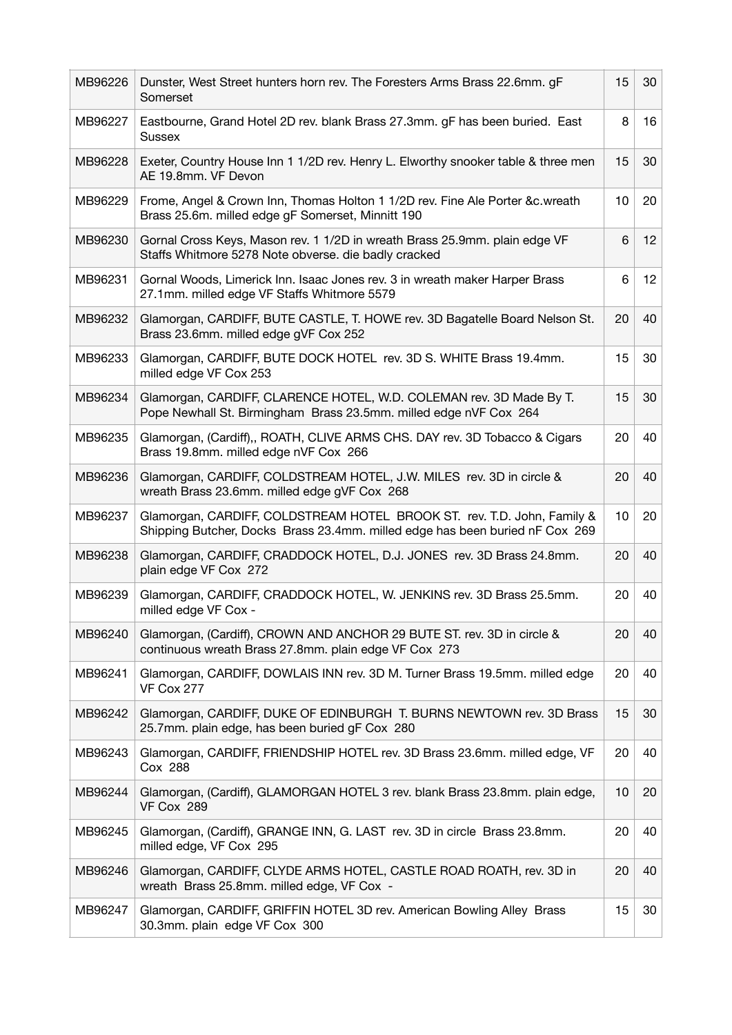| | | | |
|---|---|---|---|
| MB96226 | Dunster, West Street hunters horn rev. The Foresters Arms Brass 22.6mm. gF Somerset | 15 | 30 |
| MB96227 | Eastbourne, Grand Hotel 2D rev. blank Brass 27.3mm. gF has been buried. East Sussex | 8 | 16 |
| MB96228 | Exeter, Country House Inn 1 1/2D rev. Henry L. Elworthy snooker table & three men AE 19.8mm. VF Devon | 15 | 30 |
| MB96229 | Frome, Angel & Crown Inn, Thomas Holton 1 1/2D rev. Fine Ale Porter &c.wreath Brass 25.6m. milled edge gF Somerset, Minnitt 190 | 10 | 20 |
| MB96230 | Gornal Cross Keys, Mason rev. 1 1/2D in wreath Brass 25.9mm. plain edge VF Staffs Whitmore 5278 Note obverse. die badly cracked | 6 | 12 |
| MB96231 | Gornal Woods, Limerick Inn. Isaac Jones rev. 3 in wreath maker Harper Brass 27.1mm. milled edge VF Staffs Whitmore 5579 | 6 | 12 |
| MB96232 | Glamorgan, CARDIFF, BUTE CASTLE, T. HOWE rev. 3D Bagatelle Board Nelson St. Brass 23.6mm. milled edge gVF Cox 252 | 20 | 40 |
| MB96233 | Glamorgan, CARDIFF, BUTE DOCK HOTEL rev. 3D S. WHITE Brass 19.4mm. milled edge VF Cox 253 | 15 | 30 |
| MB96234 | Glamorgan, CARDIFF, CLARENCE HOTEL, W.D. COLEMAN rev. 3D Made By T. Pope Newhall St. Birmingham Brass 23.5mm. milled edge nVF Cox 264 | 15 | 30 |
| MB96235 | Glamorgan, (Cardiff),, ROATH, CLIVE ARMS CHS. DAY rev. 3D Tobacco & Cigars Brass 19.8mm. milled edge nVF Cox 266 | 20 | 40 |
| MB96236 | Glamorgan, CARDIFF, COLDSTREAM HOTEL, J.W. MILES rev. 3D in circle & wreath Brass 23.6mm. milled edge gVF Cox 268 | 20 | 40 |
| MB96237 | Glamorgan, CARDIFF, COLDSTREAM HOTEL BROOK ST. rev. T.D. John, Family & Shipping Butcher, Docks Brass 23.4mm. milled edge has been buried nF Cox 269 | 10 | 20 |
| MB96238 | Glamorgan, CARDIFF, CRADDOCK HOTEL, D.J. JONES rev. 3D Brass 24.8mm. plain edge VF Cox 272 | 20 | 40 |
| MB96239 | Glamorgan, CARDIFF, CRADDOCK HOTEL, W. JENKINS rev. 3D Brass 25.5mm. milled edge VF Cox - | 20 | 40 |
| MB96240 | Glamorgan, (Cardiff), CROWN AND ANCHOR 29 BUTE ST. rev. 3D in circle & continuous wreath Brass 27.8mm. plain edge VF Cox 273 | 20 | 40 |
| MB96241 | Glamorgan, CARDIFF, DOWLAIS INN rev. 3D M. Turner Brass 19.5mm. milled edge VF Cox 277 | 20 | 40 |
| MB96242 | Glamorgan, CARDIFF, DUKE OF EDINBURGH T. BURNS NEWTOWN rev. 3D Brass 25.7mm. plain edge, has been buried gF Cox 280 | 15 | 30 |
| MB96243 | Glamorgan, CARDIFF, FRIENDSHIP HOTEL rev. 3D Brass 23.6mm. milled edge, VF Cox 288 | 20 | 40 |
| MB96244 | Glamorgan, (Cardiff), GLAMORGAN HOTEL 3 rev. blank Brass 23.8mm. plain edge, VF Cox 289 | 10 | 20 |
| MB96245 | Glamorgan, (Cardiff), GRANGE INN, G. LAST rev. 3D in circle Brass 23.8mm. milled edge, VF Cox 295 | 20 | 40 |
| MB96246 | Glamorgan, CARDIFF, CLYDE ARMS HOTEL, CASTLE ROAD ROATH, rev. 3D in wreath Brass 25.8mm. milled edge, VF Cox - | 20 | 40 |
| MB96247 | Glamorgan, CARDIFF, GRIFFIN HOTEL 3D rev. American Bowling Alley Brass 30.3mm. plain edge VF Cox 300 | 15 | 30 |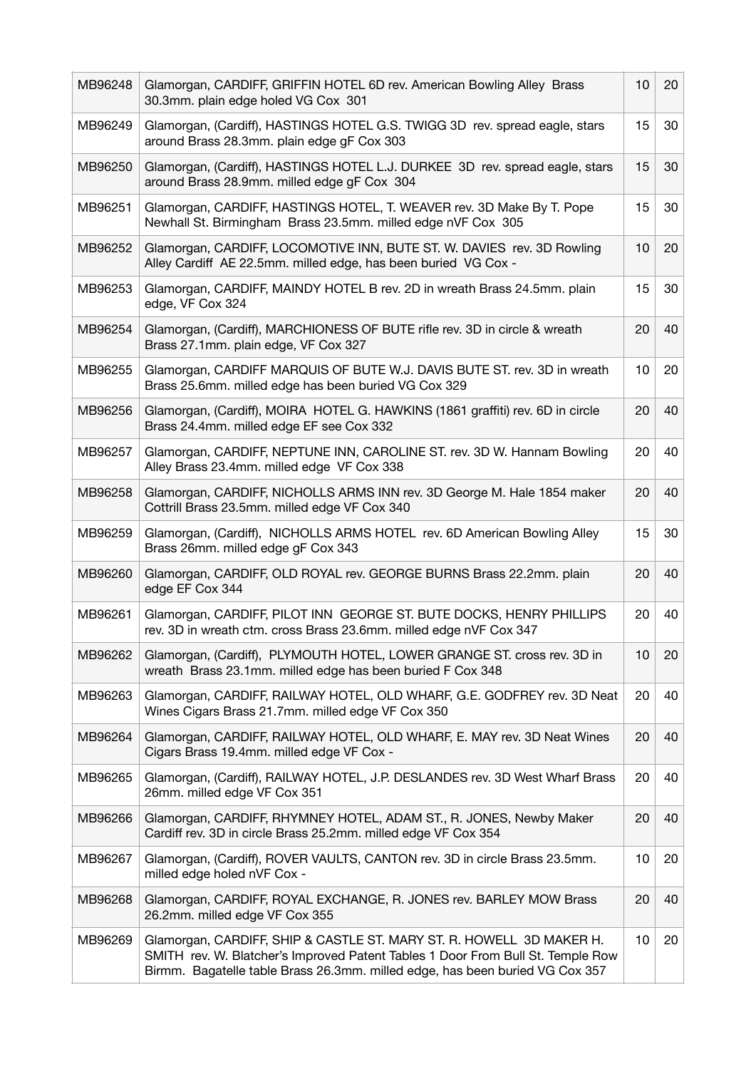| | | | |
|---|---|---|---|
| MB96248 | Glamorgan, CARDIFF, GRIFFIN HOTEL 6D rev. American Bowling Alley Brass 30.3mm. plain edge holed VG Cox 301 | 10 | 20 |
| MB96249 | Glamorgan, (Cardiff), HASTINGS HOTEL G.S. TWIGG 3D rev. spread eagle, stars around Brass 28.3mm. plain edge gF Cox 303 | 15 | 30 |
| MB96250 | Glamorgan, (Cardiff), HASTINGS HOTEL L.J. DURKEE 3D rev. spread eagle, stars around Brass 28.9mm. milled edge gF Cox 304 | 15 | 30 |
| MB96251 | Glamorgan, CARDIFF, HASTINGS HOTEL, T. WEAVER rev. 3D Make By T. Pope Newhall St. Birmingham Brass 23.5mm. milled edge nVF Cox 305 | 15 | 30 |
| MB96252 | Glamorgan, CARDIFF, LOCOMOTIVE INN, BUTE ST. W. DAVIES rev. 3D Rowling Alley Cardiff AE 22.5mm. milled edge, has been buried VG Cox - | 10 | 20 |
| MB96253 | Glamorgan, CARDIFF, MAINDY HOTEL B rev. 2D in wreath Brass 24.5mm. plain edge, VF Cox 324 | 15 | 30 |
| MB96254 | Glamorgan, (Cardiff), MARCHIONESS OF BUTE rifle rev. 3D in circle & wreath Brass 27.1mm. plain edge, VF Cox 327 | 20 | 40 |
| MB96255 | Glamorgan, CARDIFF MARQUIS OF BUTE W.J. DAVIS BUTE ST. rev. 3D in wreath Brass 25.6mm. milled edge has been buried VG Cox 329 | 10 | 20 |
| MB96256 | Glamorgan, (Cardiff), MOIRA HOTEL G. HAWKINS (1861 graffiti) rev. 6D in circle Brass 24.4mm. milled edge EF see Cox 332 | 20 | 40 |
| MB96257 | Glamorgan, CARDIFF, NEPTUNE INN, CAROLINE ST. rev. 3D W. Hannam Bowling Alley Brass 23.4mm. milled edge VF Cox 338 | 20 | 40 |
| MB96258 | Glamorgan, CARDIFF, NICHOLLS ARMS INN rev. 3D George M. Hale 1854 maker Cottrill Brass 23.5mm. milled edge VF Cox 340 | 20 | 40 |
| MB96259 | Glamorgan, (Cardiff), NICHOLLS ARMS HOTEL rev. 6D American Bowling Alley Brass 26mm. milled edge gF Cox 343 | 15 | 30 |
| MB96260 | Glamorgan, CARDIFF, OLD ROYAL rev. GEORGE BURNS Brass 22.2mm. plain edge EF Cox 344 | 20 | 40 |
| MB96261 | Glamorgan, CARDIFF, PILOT INN GEORGE ST. BUTE DOCKS, HENRY PHILLIPS rev. 3D in wreath ctm. cross Brass 23.6mm. milled edge nVF Cox 347 | 20 | 40 |
| MB96262 | Glamorgan, (Cardiff), PLYMOUTH HOTEL, LOWER GRANGE ST. cross rev. 3D in wreath Brass 23.1mm. milled edge has been buried F Cox 348 | 10 | 20 |
| MB96263 | Glamorgan, CARDIFF, RAILWAY HOTEL, OLD WHARF, G.E. GODFREY rev. 3D Neat Wines Cigars Brass 21.7mm. milled edge VF Cox 350 | 20 | 40 |
| MB96264 | Glamorgan, CARDIFF, RAILWAY HOTEL, OLD WHARF, E. MAY rev. 3D Neat Wines Cigars Brass 19.4mm. milled edge VF Cox - | 20 | 40 |
| MB96265 | Glamorgan, (Cardiff), RAILWAY HOTEL, J.P. DESLANDES rev. 3D West Wharf Brass 26mm. milled edge VF Cox 351 | 20 | 40 |
| MB96266 | Glamorgan, CARDIFF, RHYMNEY HOTEL, ADAM ST., R. JONES, Newby Maker Cardiff rev. 3D in circle Brass 25.2mm. milled edge VF Cox 354 | 20 | 40 |
| MB96267 | Glamorgan, (Cardiff), ROVER VAULTS, CANTON rev. 3D in circle Brass 23.5mm. milled edge holed nVF Cox - | 10 | 20 |
| MB96268 | Glamorgan, CARDIFF, ROYAL EXCHANGE, R. JONES rev. BARLEY MOW Brass 26.2mm. milled edge VF Cox 355 | 20 | 40 |
| MB96269 | Glamorgan, CARDIFF, SHIP & CASTLE ST. MARY ST. R. HOWELL 3D MAKER H. SMITH rev. W. Blatcher's Improved Patent Tables 1 Door From Bull St. Temple Row Birmm. Bagatelle table Brass 26.3mm. milled edge, has been buried VG Cox 357 | 10 | 20 |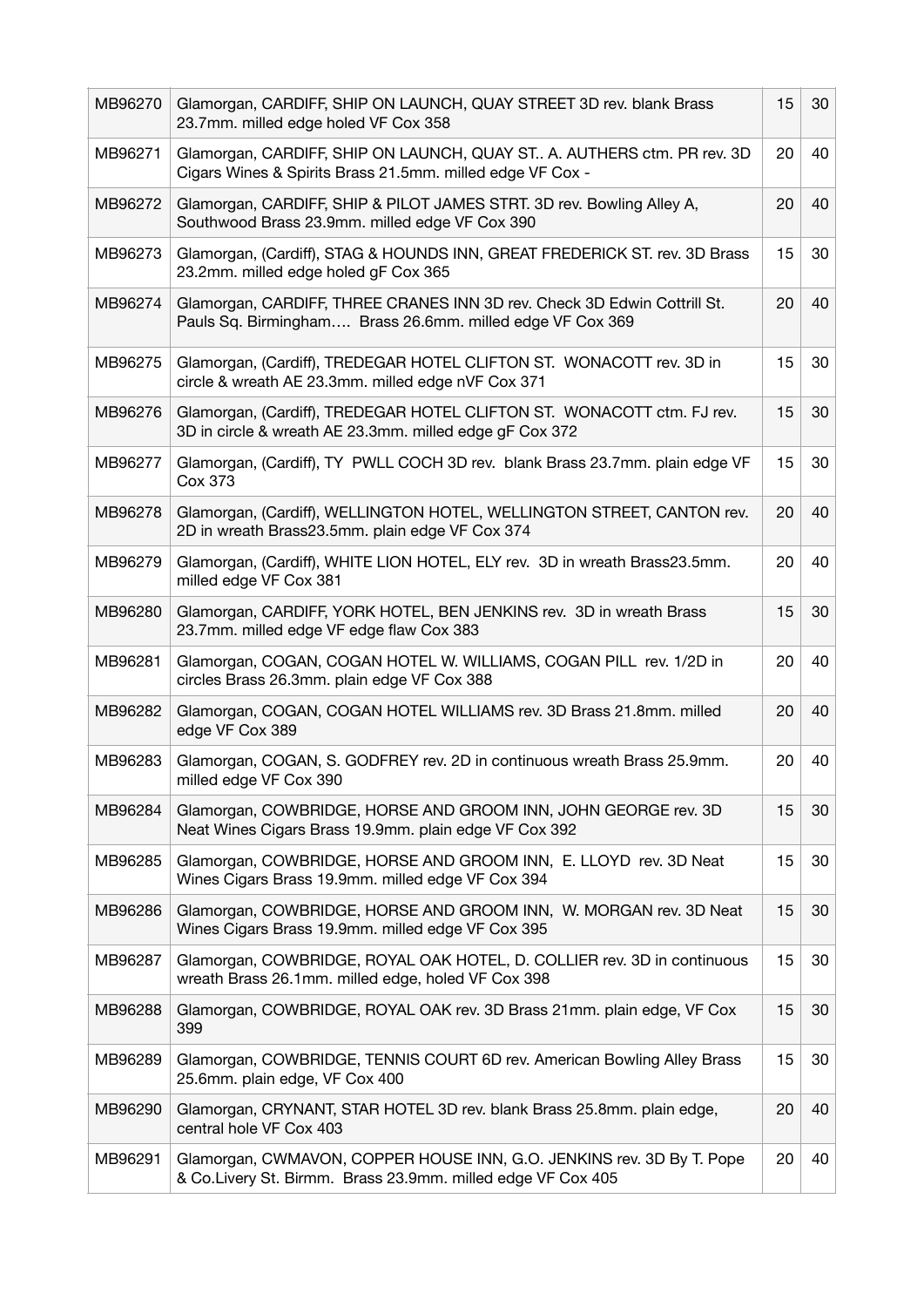| | | | |
|---|---|---|---|
| MB96270 | Glamorgan, CARDIFF, SHIP ON LAUNCH, QUAY STREET 3D rev. blank Brass 23.7mm. milled edge holed VF Cox 358 | 15 | 30 |
| MB96271 | Glamorgan, CARDIFF, SHIP ON LAUNCH, QUAY ST.. A. AUTHERS ctm. PR rev. 3D Cigars Wines & Spirits Brass 21.5mm. milled edge VF Cox - | 20 | 40 |
| MB96272 | Glamorgan, CARDIFF, SHIP & PILOT JAMES STRT. 3D rev. Bowling Alley A, Southwood Brass 23.9mm. milled edge VF Cox 390 | 20 | 40 |
| MB96273 | Glamorgan, (Cardiff), STAG & HOUNDS INN, GREAT FREDERICK ST. rev. 3D Brass 23.2mm. milled edge holed gF Cox 365 | 15 | 30 |
| MB96274 | Glamorgan, CARDIFF, THREE CRANES INN 3D rev. Check 3D Edwin Cottrill St. Pauls Sq. Birmingham…. Brass 26.6mm. milled edge VF Cox 369 | 20 | 40 |
| MB96275 | Glamorgan, (Cardiff), TREDEGAR HOTEL CLIFTON ST. WONACOTT rev. 3D in circle & wreath AE 23.3mm. milled edge nVF Cox 371 | 15 | 30 |
| MB96276 | Glamorgan, (Cardiff), TREDEGAR HOTEL CLIFTON ST. WONACOTT ctm. FJ rev. 3D in circle & wreath AE 23.3mm. milled edge gF Cox 372 | 15 | 30 |
| MB96277 | Glamorgan, (Cardiff), TY PWLL COCH 3D rev. blank Brass 23.7mm. plain edge VF Cox 373 | 15 | 30 |
| MB96278 | Glamorgan, (Cardiff), WELLINGTON HOTEL, WELLINGTON STREET, CANTON rev. 2D in wreath Brass23.5mm. plain edge VF Cox 374 | 20 | 40 |
| MB96279 | Glamorgan, (Cardiff), WHITE LION HOTEL, ELY rev. 3D in wreath Brass23.5mm. milled edge VF Cox 381 | 20 | 40 |
| MB96280 | Glamorgan, CARDIFF, YORK HOTEL, BEN JENKINS rev. 3D in wreath Brass 23.7mm. milled edge VF edge flaw Cox 383 | 15 | 30 |
| MB96281 | Glamorgan, COGAN, COGAN HOTEL W. WILLIAMS, COGAN PILL rev. 1/2D in circles Brass 26.3mm. plain edge VF Cox 388 | 20 | 40 |
| MB96282 | Glamorgan, COGAN, COGAN HOTEL WILLIAMS rev. 3D Brass 21.8mm. milled edge VF Cox 389 | 20 | 40 |
| MB96283 | Glamorgan, COGAN, S. GODFREY rev. 2D in continuous wreath Brass 25.9mm. milled edge VF Cox 390 | 20 | 40 |
| MB96284 | Glamorgan, COWBRIDGE, HORSE AND GROOM INN, JOHN GEORGE rev. 3D Neat Wines Cigars Brass 19.9mm. plain edge VF Cox 392 | 15 | 30 |
| MB96285 | Glamorgan, COWBRIDGE, HORSE AND GROOM INN, E. LLOYD rev. 3D Neat Wines Cigars Brass 19.9mm. milled edge VF Cox 394 | 15 | 30 |
| MB96286 | Glamorgan, COWBRIDGE, HORSE AND GROOM INN, W. MORGAN rev. 3D Neat Wines Cigars Brass 19.9mm. milled edge VF Cox 395 | 15 | 30 |
| MB96287 | Glamorgan, COWBRIDGE, ROYAL OAK HOTEL, D. COLLIER rev. 3D in continuous wreath Brass 26.1mm. milled edge, holed VF Cox 398 | 15 | 30 |
| MB96288 | Glamorgan, COWBRIDGE, ROYAL OAK rev. 3D Brass 21mm. plain edge, VF Cox 399 | 15 | 30 |
| MB96289 | Glamorgan, COWBRIDGE, TENNIS COURT 6D rev. American Bowling Alley Brass 25.6mm. plain edge, VF Cox 400 | 15 | 30 |
| MB96290 | Glamorgan, CRYNANT, STAR HOTEL 3D rev. blank Brass 25.8mm. plain edge, central hole VF Cox 403 | 20 | 40 |
| MB96291 | Glamorgan, CWMAVON, COPPER HOUSE INN, G.O. JENKINS rev. 3D By T. Pope & Co.Livery St. Birmm. Brass 23.9mm. milled edge VF Cox 405 | 20 | 40 |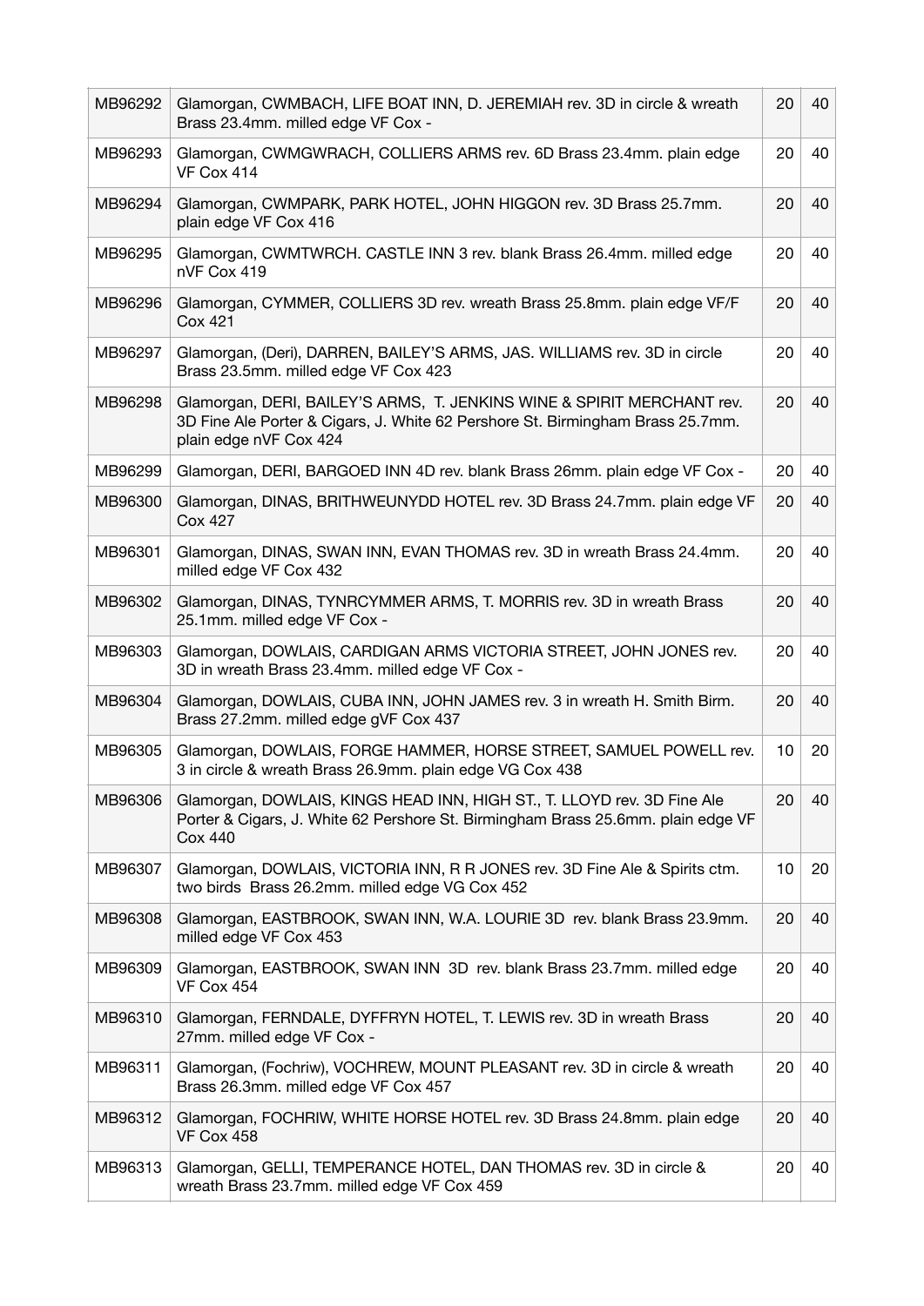| | | | |
|---|---|---|---|
| MB96292 | Glamorgan, CWMBACH, LIFE BOAT INN, D. JEREMIAH rev. 3D in circle & wreath Brass 23.4mm. milled edge VF Cox - | 20 | 40 |
| MB96293 | Glamorgan, CWMGWRACH, COLLIERS ARMS rev. 6D Brass 23.4mm. plain edge VF Cox 414 | 20 | 40 |
| MB96294 | Glamorgan, CWMPARK, PARK HOTEL, JOHN HIGGON rev. 3D Brass 25.7mm. plain edge VF Cox 416 | 20 | 40 |
| MB96295 | Glamorgan, CWMTWRCH. CASTLE INN 3 rev. blank Brass 26.4mm. milled edge nVF Cox 419 | 20 | 40 |
| MB96296 | Glamorgan, CYMMER, COLLIERS 3D rev. wreath Brass 25.8mm. plain edge VF/F Cox 421 | 20 | 40 |
| MB96297 | Glamorgan, (Deri), DARREN, BAILEY'S ARMS, JAS. WILLIAMS rev. 3D in circle Brass 23.5mm. milled edge VF Cox 423 | 20 | 40 |
| MB96298 | Glamorgan, DERI, BAILEY'S ARMS, T. JENKINS WINE & SPIRIT MERCHANT rev. 3D Fine Ale Porter & Cigars, J. White 62 Pershore St. Birmingham Brass 25.7mm. plain edge nVF Cox 424 | 20 | 40 |
| MB96299 | Glamorgan, DERI, BARGOED INN 4D rev. blank Brass 26mm. plain edge VF Cox - | 20 | 40 |
| MB96300 | Glamorgan, DINAS, BRITHWEUNYDD HOTEL rev. 3D Brass 24.7mm. plain edge VF Cox 427 | 20 | 40 |
| MB96301 | Glamorgan, DINAS, SWAN INN, EVAN THOMAS rev. 3D in wreath Brass 24.4mm. milled edge VF Cox 432 | 20 | 40 |
| MB96302 | Glamorgan, DINAS, TYNRCYMMER ARMS, T. MORRIS rev. 3D in wreath Brass 25.1mm. milled edge VF Cox - | 20 | 40 |
| MB96303 | Glamorgan, DOWLAIS, CARDIGAN ARMS VICTORIA STREET, JOHN JONES rev. 3D in wreath Brass 23.4mm. milled edge VF Cox - | 20 | 40 |
| MB96304 | Glamorgan, DOWLAIS, CUBA INN, JOHN JAMES rev. 3 in wreath H. Smith Birm. Brass 27.2mm. milled edge gVF Cox 437 | 20 | 40 |
| MB96305 | Glamorgan, DOWLAIS, FORGE HAMMER, HORSE STREET, SAMUEL POWELL rev. 3 in circle & wreath Brass 26.9mm. plain edge VG Cox 438 | 10 | 20 |
| MB96306 | Glamorgan, DOWLAIS, KINGS HEAD INN, HIGH ST., T. LLOYD rev. 3D Fine Ale Porter & Cigars, J. White 62 Pershore St. Birmingham Brass 25.6mm. plain edge VF Cox 440 | 20 | 40 |
| MB96307 | Glamorgan, DOWLAIS, VICTORIA INN, R R JONES rev. 3D Fine Ale & Spirits ctm. two birds Brass 26.2mm. milled edge VG Cox 452 | 10 | 20 |
| MB96308 | Glamorgan, EASTBROOK, SWAN INN, W.A. LOURIE 3D rev. blank Brass 23.9mm. milled edge VF Cox 453 | 20 | 40 |
| MB96309 | Glamorgan, EASTBROOK, SWAN INN 3D rev. blank Brass 23.7mm. milled edge VF Cox 454 | 20 | 40 |
| MB96310 | Glamorgan, FERNDALE, DYFFRYN HOTEL, T. LEWIS rev. 3D in wreath Brass 27mm. milled edge VF Cox - | 20 | 40 |
| MB96311 | Glamorgan, (Fochriw), VOCHREW, MOUNT PLEASANT rev. 3D in circle & wreath Brass 26.3mm. milled edge VF Cox 457 | 20 | 40 |
| MB96312 | Glamorgan, FOCHRIW, WHITE HORSE HOTEL rev. 3D Brass 24.8mm. plain edge VF Cox 458 | 20 | 40 |
| MB96313 | Glamorgan, GELLI, TEMPERANCE HOTEL, DAN THOMAS rev. 3D in circle & wreath Brass 23.7mm. milled edge VF Cox 459 | 20 | 40 |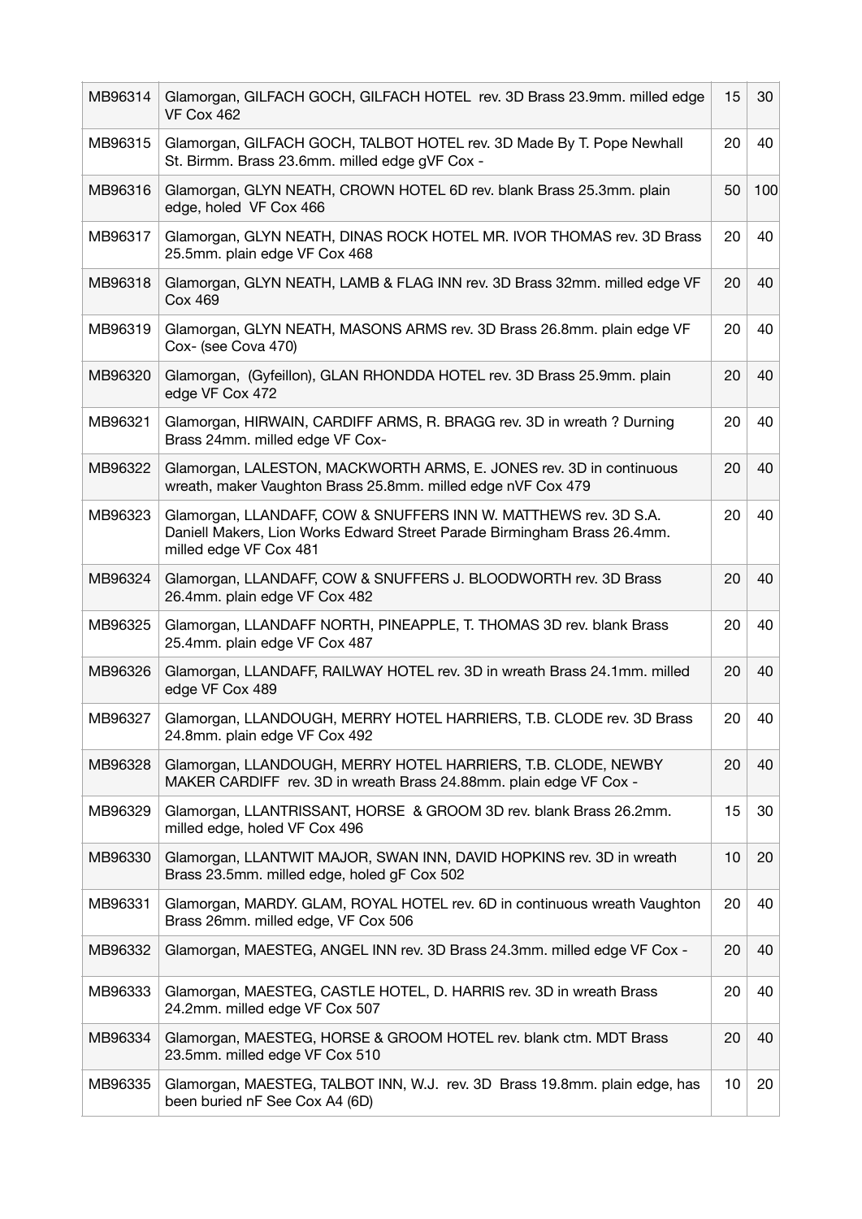| | | | |
|---|---|---|---|
| MB96314 | Glamorgan, GILFACH GOCH, GILFACH HOTEL rev. 3D Brass 23.9mm. milled edge VF Cox 462 | 15 | 30 |
| MB96315 | Glamorgan, GILFACH GOCH, TALBOT HOTEL rev. 3D Made By T. Pope Newhall St. Birmm. Brass 23.6mm. milled edge gVF Cox - | 20 | 40 |
| MB96316 | Glamorgan, GLYN NEATH, CROWN HOTEL 6D rev. blank Brass 25.3mm. plain edge, holed VF Cox 466 | 50 | 100 |
| MB96317 | Glamorgan, GLYN NEATH, DINAS ROCK HOTEL MR. IVOR THOMAS rev. 3D Brass 25.5mm. plain edge VF Cox 468 | 20 | 40 |
| MB96318 | Glamorgan, GLYN NEATH, LAMB & FLAG INN rev. 3D Brass 32mm. milled edge VF Cox 469 | 20 | 40 |
| MB96319 | Glamorgan, GLYN NEATH, MASONS ARMS rev. 3D Brass 26.8mm. plain edge VF Cox- (see Cova 470) | 20 | 40 |
| MB96320 | Glamorgan, (Gyfeillon), GLAN RHONDDA HOTEL rev. 3D Brass 25.9mm. plain edge VF Cox 472 | 20 | 40 |
| MB96321 | Glamorgan, HIRWAIN, CARDIFF ARMS, R. BRAGG rev. 3D in wreath ? Durning Brass 24mm. milled edge VF Cox- | 20 | 40 |
| MB96322 | Glamorgan, LALESTON, MACKWORTH ARMS, E. JONES rev. 3D in continuous wreath, maker Vaughton Brass 25.8mm. milled edge nVF Cox 479 | 20 | 40 |
| MB96323 | Glamorgan, LLANDAFF, COW & SNUFFERS INN W. MATTHEWS rev. 3D S.A. Daniell Makers, Lion Works Edward Street Parade Birmingham Brass 26.4mm. milled edge VF Cox 481 | 20 | 40 |
| MB96324 | Glamorgan, LLANDAFF, COW & SNUFFERS J. BLOODWORTH rev. 3D Brass 26.4mm. plain edge VF Cox 482 | 20 | 40 |
| MB96325 | Glamorgan, LLANDAFF NORTH, PINEAPPLE, T. THOMAS 3D rev. blank Brass 25.4mm. plain edge VF Cox 487 | 20 | 40 |
| MB96326 | Glamorgan, LLANDAFF, RAILWAY HOTEL rev. 3D in wreath Brass 24.1mm. milled edge VF Cox 489 | 20 | 40 |
| MB96327 | Glamorgan, LLANDOUGH, MERRY HOTEL HARRIERS, T.B. CLODE rev. 3D Brass 24.8mm. plain edge VF Cox 492 | 20 | 40 |
| MB96328 | Glamorgan, LLANDOUGH, MERRY HOTEL HARRIERS, T.B. CLODE, NEWBY MAKER CARDIFF rev. 3D in wreath Brass 24.88mm. plain edge VF Cox - | 20 | 40 |
| MB96329 | Glamorgan, LLANTRISSANT, HORSE & GROOM 3D rev. blank Brass 26.2mm. milled edge, holed VF Cox 496 | 15 | 30 |
| MB96330 | Glamorgan, LLANTWIT MAJOR, SWAN INN, DAVID HOPKINS rev. 3D in wreath Brass 23.5mm. milled edge, holed gF Cox 502 | 10 | 20 |
| MB96331 | Glamorgan, MARDY. GLAM, ROYAL HOTEL rev. 6D in continuous wreath Vaughton Brass 26mm. milled edge, VF Cox 506 | 20 | 40 |
| MB96332 | Glamorgan, MAESTEG, ANGEL INN rev. 3D Brass 24.3mm. milled edge VF Cox - | 20 | 40 |
| MB96333 | Glamorgan, MAESTEG, CASTLE HOTEL, D. HARRIS rev. 3D in wreath Brass 24.2mm. milled edge VF Cox 507 | 20 | 40 |
| MB96334 | Glamorgan, MAESTEG, HORSE & GROOM HOTEL rev. blank ctm. MDT Brass 23.5mm. milled edge VF Cox 510 | 20 | 40 |
| MB96335 | Glamorgan, MAESTEG, TALBOT INN, W.J. rev. 3D Brass 19.8mm. plain edge, has been buried nF See Cox A4 (6D) | 10 | 20 |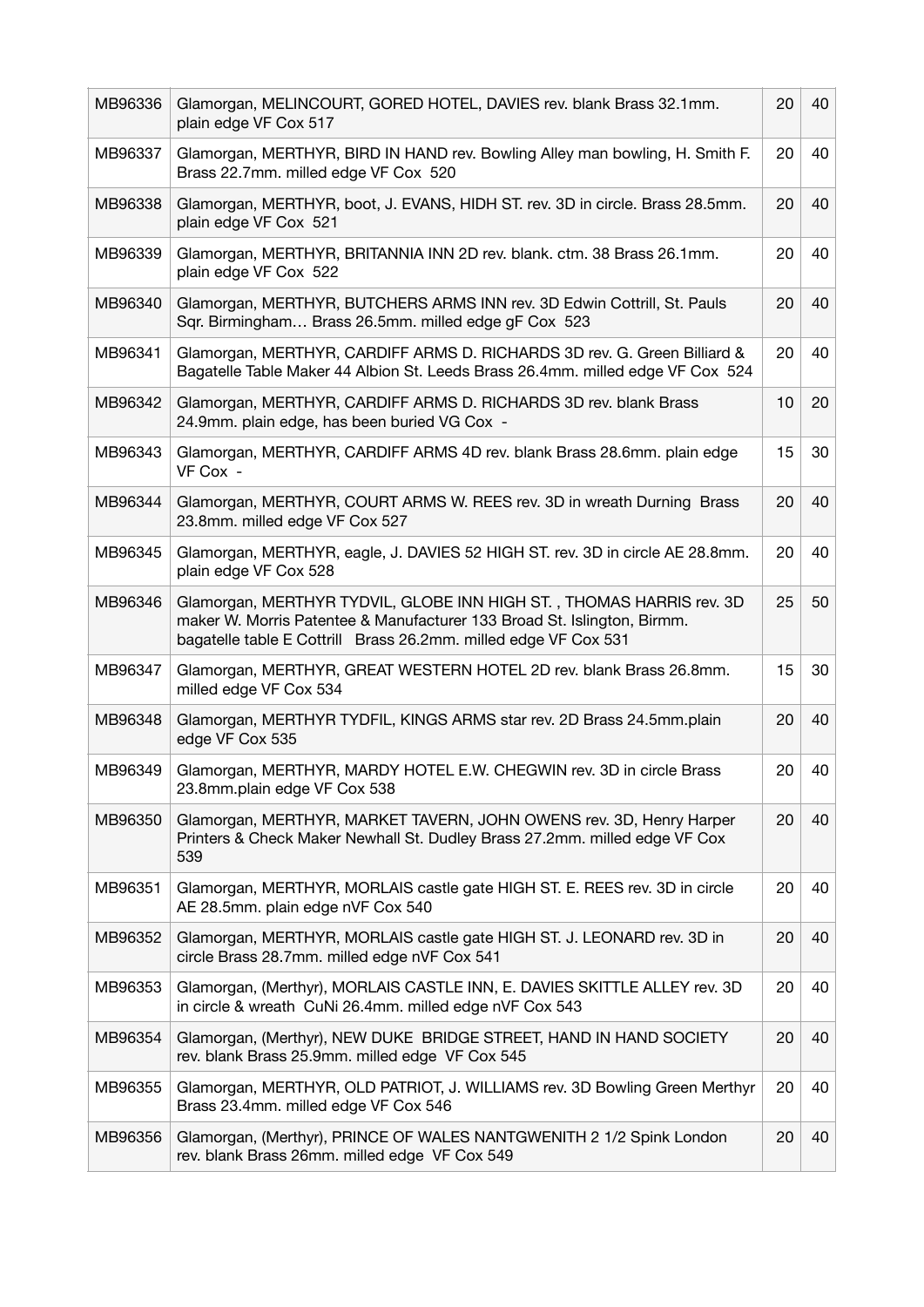| | | | |
|---|---|---|---|
| MB96336 | Glamorgan, MELINCOURT, GORED HOTEL, DAVIES rev. blank Brass 32.1mm. plain edge VF Cox 517 | 20 | 40 |
| MB96337 | Glamorgan, MERTHYR, BIRD IN HAND rev. Bowling Alley man bowling, H. Smith F. Brass 22.7mm. milled edge VF Cox 520 | 20 | 40 |
| MB96338 | Glamorgan, MERTHYR, boot, J. EVANS, HIDH ST. rev. 3D in circle. Brass 28.5mm. plain edge VF Cox 521 | 20 | 40 |
| MB96339 | Glamorgan, MERTHYR, BRITANNIA INN 2D rev. blank. ctm. 38 Brass 26.1mm. plain edge VF Cox 522 | 20 | 40 |
| MB96340 | Glamorgan, MERTHYR, BUTCHERS ARMS INN rev. 3D Edwin Cottrill, St. Pauls Sqr. Birmingham… Brass 26.5mm. milled edge gF Cox 523 | 20 | 40 |
| MB96341 | Glamorgan, MERTHYR, CARDIFF ARMS D. RICHARDS 3D rev. G. Green Billiard & Bagatelle Table Maker 44 Albion St. Leeds Brass 26.4mm. milled edge VF Cox 524 | 20 | 40 |
| MB96342 | Glamorgan, MERTHYR, CARDIFF ARMS D. RICHARDS 3D rev. blank Brass 24.9mm. plain edge, has been buried VG Cox - | 10 | 20 |
| MB96343 | Glamorgan, MERTHYR, CARDIFF ARMS 4D rev. blank Brass 28.6mm. plain edge VF Cox - | 15 | 30 |
| MB96344 | Glamorgan, MERTHYR, COURT ARMS W. REES rev. 3D in wreath Durning Brass 23.8mm. milled edge VF Cox 527 | 20 | 40 |
| MB96345 | Glamorgan, MERTHYR, eagle, J. DAVIES 52 HIGH ST. rev. 3D in circle AE 28.8mm. plain edge VF Cox 528 | 20 | 40 |
| MB96346 | Glamorgan, MERTHYR TYDVIL, GLOBE INN HIGH ST. , THOMAS HARRIS rev. 3D maker W. Morris Patentee & Manufacturer 133 Broad St. Islington, Birmm. bagatelle table E Cottrill Brass 26.2mm. milled edge VF Cox 531 | 25 | 50 |
| MB96347 | Glamorgan, MERTHYR, GREAT WESTERN HOTEL 2D rev. blank Brass 26.8mm. milled edge VF Cox 534 | 15 | 30 |
| MB96348 | Glamorgan, MERTHYR TYDFIL, KINGS ARMS star rev. 2D Brass 24.5mm.plain edge VF Cox 535 | 20 | 40 |
| MB96349 | Glamorgan, MERTHYR, MARDY HOTEL E.W. CHEGWIN rev. 3D in circle Brass 23.8mm.plain edge VF Cox 538 | 20 | 40 |
| MB96350 | Glamorgan, MERTHYR, MARKET TAVERN, JOHN OWENS rev. 3D, Henry Harper Printers & Check Maker Newhall St. Dudley Brass 27.2mm. milled edge VF Cox 539 | 20 | 40 |
| MB96351 | Glamorgan, MERTHYR, MORLAIS castle gate HIGH ST. E. REES rev. 3D in circle AE 28.5mm. plain edge nVF Cox 540 | 20 | 40 |
| MB96352 | Glamorgan, MERTHYR, MORLAIS castle gate HIGH ST. J. LEONARD rev. 3D in circle Brass 28.7mm. milled edge nVF Cox 541 | 20 | 40 |
| MB96353 | Glamorgan, (Merthyr), MORLAIS CASTLE INN, E. DAVIES SKITTLE ALLEY rev. 3D in circle & wreath CuNi 26.4mm. milled edge nVF Cox 543 | 20 | 40 |
| MB96354 | Glamorgan, (Merthyr), NEW DUKE BRIDGE STREET, HAND IN HAND SOCIETY rev. blank Brass 25.9mm. milled edge VF Cox 545 | 20 | 40 |
| MB96355 | Glamorgan, MERTHYR, OLD PATRIOT, J. WILLIAMS rev. 3D Bowling Green Merthyr Brass 23.4mm. milled edge VF Cox 546 | 20 | 40 |
| MB96356 | Glamorgan, (Merthyr), PRINCE OF WALES NANTGWENITH 2 1/2 Spink London rev. blank Brass 26mm. milled edge VF Cox 549 | 20 | 40 |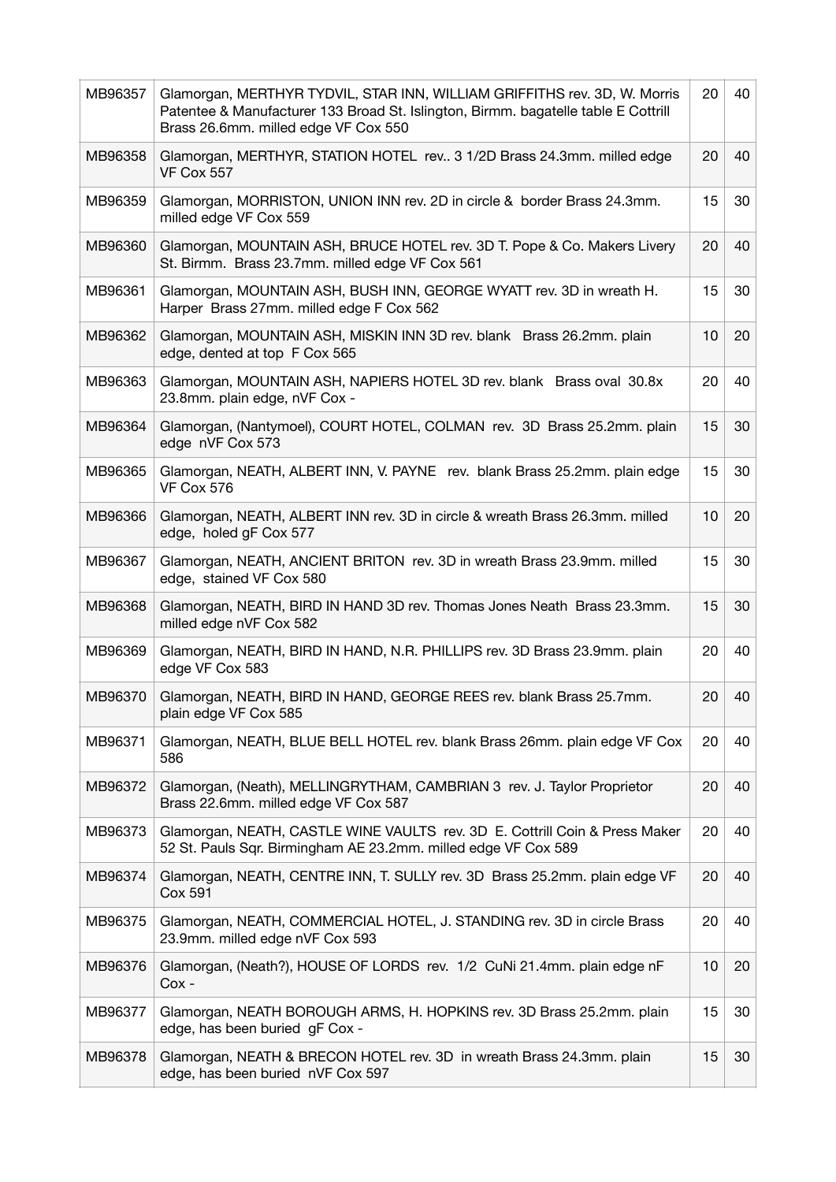| | | | |
|---|---|---|---|
| MB96357 | Glamorgan, MERTHYR TYDVIL, STAR INN, WILLIAM GRIFFITHS rev. 3D, W. Morris Patentee & Manufacturer 133 Broad St. Islington, Birmm. bagatelle table E Cottrill Brass 26.6mm. milled edge VF Cox 550 | 20 | 40 |
| MB96358 | Glamorgan, MERTHYR, STATION HOTEL rev.. 3 1/2D Brass 24.3mm. milled edge VF Cox 557 | 20 | 40 |
| MB96359 | Glamorgan, MORRISTON, UNION INN rev. 2D in circle & border Brass 24.3mm. milled edge VF Cox 559 | 15 | 30 |
| MB96360 | Glamorgan, MOUNTAIN ASH, BRUCE HOTEL rev. 3D T. Pope & Co. Makers Livery St. Birmm. Brass 23.7mm. milled edge VF Cox 561 | 20 | 40 |
| MB96361 | Glamorgan, MOUNTAIN ASH, BUSH INN, GEORGE WYATT rev. 3D in wreath H. Harper Brass 27mm. milled edge F Cox 562 | 15 | 30 |
| MB96362 | Glamorgan, MOUNTAIN ASH, MISKIN INN 3D rev. blank Brass 26.2mm. plain edge, dented at top F Cox 565 | 10 | 20 |
| MB96363 | Glamorgan, MOUNTAIN ASH, NAPIERS HOTEL 3D rev. blank Brass oval 30.8x 23.8mm. plain edge, nVF Cox - | 20 | 40 |
| MB96364 | Glamorgan, (Nantymoel), COURT HOTEL, COLMAN rev. 3D Brass 25.2mm. plain edge nVF Cox 573 | 15 | 30 |
| MB96365 | Glamorgan, NEATH, ALBERT INN, V. PAYNE rev. blank Brass 25.2mm. plain edge VF Cox 576 | 15 | 30 |
| MB96366 | Glamorgan, NEATH, ALBERT INN rev. 3D in circle & wreath Brass 26.3mm. milled edge, holed gF Cox 577 | 10 | 20 |
| MB96367 | Glamorgan, NEATH, ANCIENT BRITON rev. 3D in wreath Brass 23.9mm. milled edge, stained VF Cox 580 | 15 | 30 |
| MB96368 | Glamorgan, NEATH, BIRD IN HAND 3D rev. Thomas Jones Neath Brass 23.3mm. milled edge nVF Cox 582 | 15 | 30 |
| MB96369 | Glamorgan, NEATH, BIRD IN HAND, N.R. PHILLIPS rev. 3D Brass 23.9mm. plain edge VF Cox 583 | 20 | 40 |
| MB96370 | Glamorgan, NEATH, BIRD IN HAND, GEORGE REES rev. blank Brass 25.7mm. plain edge VF Cox 585 | 20 | 40 |
| MB96371 | Glamorgan, NEATH, BLUE BELL HOTEL rev. blank Brass 26mm. plain edge VF Cox 586 | 20 | 40 |
| MB96372 | Glamorgan, (Neath), MELLINGRYTHAM, CAMBRIAN 3 rev. J. Taylor Proprietor Brass 22.6mm. milled edge VF Cox 587 | 20 | 40 |
| MB96373 | Glamorgan, NEATH, CASTLE WINE VAULTS rev. 3D E. Cottrill Coin & Press Maker 52 St. Pauls Sqr. Birmingham AE 23.2mm. milled edge VF Cox 589 | 20 | 40 |
| MB96374 | Glamorgan, NEATH, CENTRE INN, T. SULLY rev. 3D Brass 25.2mm. plain edge VF Cox 591 | 20 | 40 |
| MB96375 | Glamorgan, NEATH, COMMERCIAL HOTEL, J. STANDING rev. 3D in circle Brass 23.9mm. milled edge nVF Cox 593 | 20 | 40 |
| MB96376 | Glamorgan, (Neath?), HOUSE OF LORDS rev. 1/2 CuNi 21.4mm. plain edge nF Cox - | 10 | 20 |
| MB96377 | Glamorgan, NEATH BOROUGH ARMS, H. HOPKINS rev. 3D Brass 25.2mm. plain edge, has been buried gF Cox - | 15 | 30 |
| MB96378 | Glamorgan, NEATH & BRECON HOTEL rev. 3D in wreath Brass 24.3mm. plain edge, has been buried nVF Cox 597 | 15 | 30 |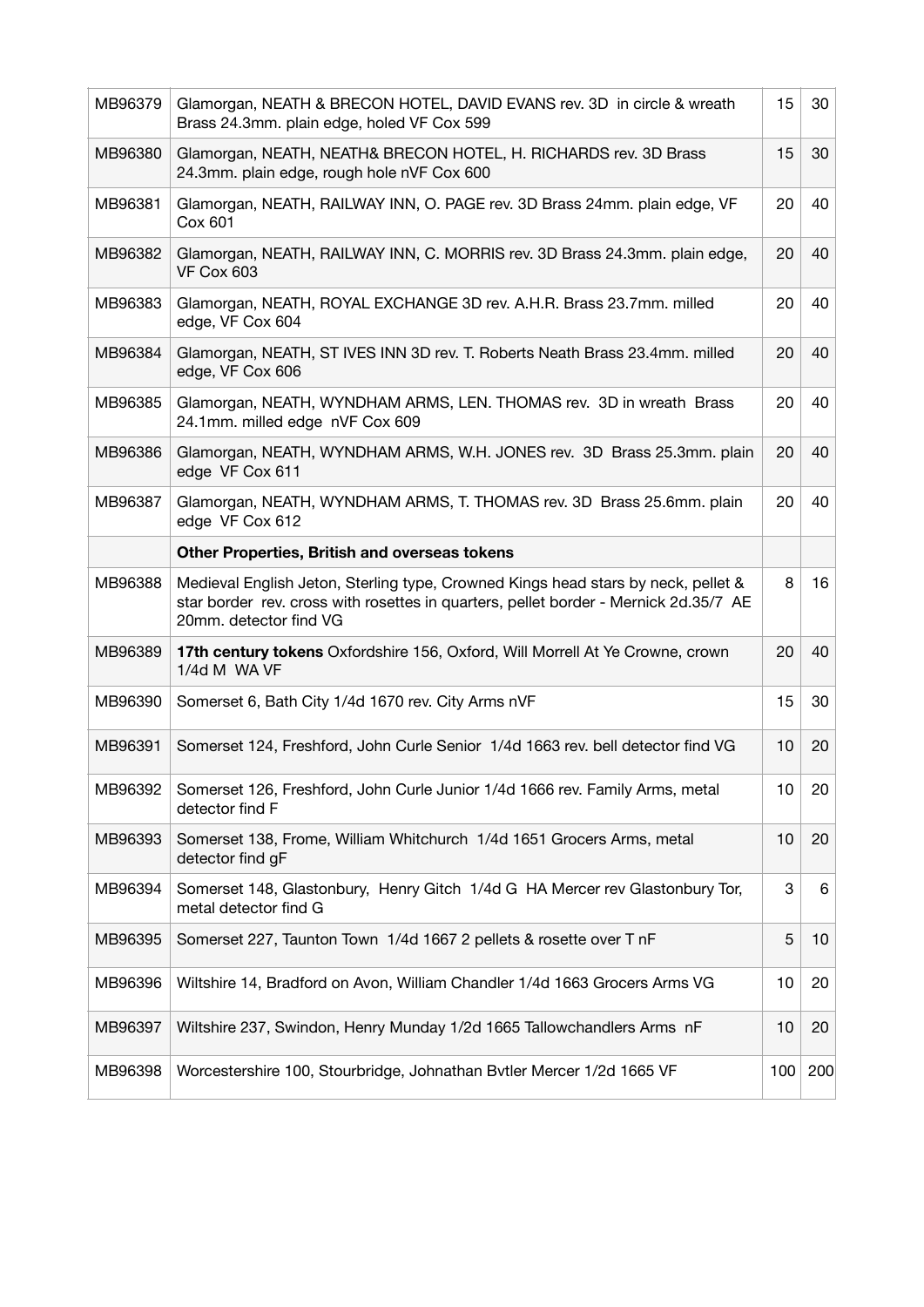| | | | |
|---|---|---|---|
| MB96379 | Glamorgan, NEATH & BRECON HOTEL, DAVID EVANS rev. 3D in circle & wreath Brass 24.3mm. plain edge, holed VF Cox 599 | 15 | 30 |
| MB96380 | Glamorgan, NEATH, NEATH& BRECON HOTEL, H. RICHARDS rev. 3D Brass 24.3mm. plain edge, rough hole nVF Cox 600 | 15 | 30 |
| MB96381 | Glamorgan, NEATH, RAILWAY INN, O. PAGE rev. 3D Brass 24mm. plain edge, VF Cox 601 | 20 | 40 |
| MB96382 | Glamorgan, NEATH, RAILWAY INN, C. MORRIS rev. 3D Brass 24.3mm. plain edge, VF Cox 603 | 20 | 40 |
| MB96383 | Glamorgan, NEATH, ROYAL EXCHANGE 3D rev. A.H.R. Brass 23.7mm. milled edge, VF Cox 604 | 20 | 40 |
| MB96384 | Glamorgan, NEATH, ST IVES INN 3D rev. T. Roberts Neath Brass 23.4mm. milled edge, VF Cox 606 | 20 | 40 |
| MB96385 | Glamorgan, NEATH, WYNDHAM ARMS, LEN. THOMAS rev. 3D in wreath Brass 24.1mm. milled edge nVF Cox 609 | 20 | 40 |
| MB96386 | Glamorgan, NEATH, WYNDHAM ARMS, W.H. JONES rev. 3D Brass 25.3mm. plain edge VF Cox 611 | 20 | 40 |
| MB96387 | Glamorgan, NEATH, WYNDHAM ARMS, T. THOMAS rev. 3D Brass 25.6mm. plain edge VF Cox 612 | 20 | 40 |
| | **Other Properties, British and overseas tokens** | | |
| MB96388 | Medieval English Jeton, Sterling type, Crowned Kings head stars by neck, pellet & star border rev. cross with rosettes in quarters, pellet border - Mernick 2d.35/7 AE 20mm. detector find VG | 8 | 16 |
| MB96389 | **17th century tokens** Oxfordshire 156, Oxford, Will Morrell At Ye Crowne, crown 1/4d M WA VF | 20 | 40 |
| MB96390 | Somerset 6, Bath City 1/4d 1670 rev. City Arms nVF | 15 | 30 |
| MB96391 | Somerset 124, Freshford, John Curle Senior 1/4d 1663 rev. bell detector find VG | 10 | 20 |
| MB96392 | Somerset 126, Freshford, John Curle Junior 1/4d 1666 rev. Family Arms, metal detector find F | 10 | 20 |
| MB96393 | Somerset 138, Frome, William Whitchurch 1/4d 1651 Grocers Arms, metal detector find gF | 10 | 20 |
| MB96394 | Somerset 148, Glastonbury, Henry Gitch 1/4d G HA Mercer rev Glastonbury Tor, metal detector find G | 3 | 6 |
| MB96395 | Somerset 227, Taunton Town 1/4d 1667 2 pellets & rosette over T nF | 5 | 10 |
| MB96396 | Wiltshire 14, Bradford on Avon, William Chandler 1/4d 1663 Grocers Arms VG | 10 | 20 |
| MB96397 | Wiltshire 237, Swindon, Henry Munday 1/2d 1665 Tallowchandlers Arms nF | 10 | 20 |
| MB96398 | Worcestershire 100, Stourbridge, Johnathan Bvtler Mercer 1/2d 1665 VF | 100 | 200 |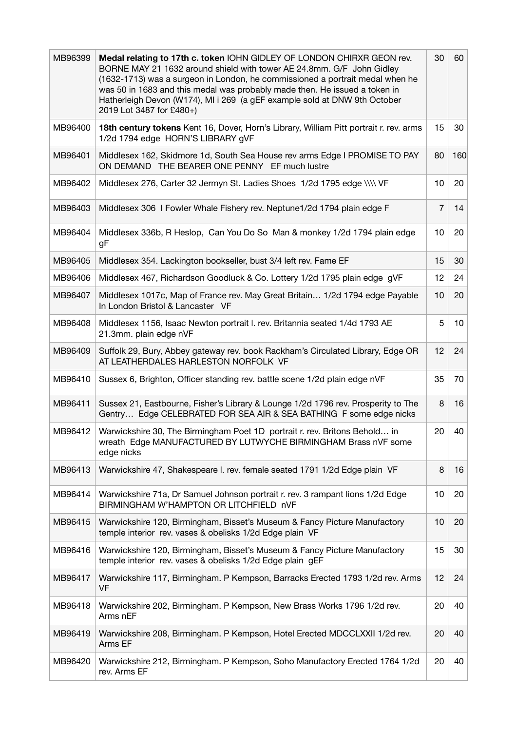| | | | |
|---|---|---|---|
| MB96399 | **Medal relating to 17th c. token** IOHN GIDLEY OF LONDON CHIRXR GEON rev. BORNE MAY 21 1632 around shield with tower AE 24.8mm. G/F John Gidley (1632-1713) was a surgeon in London, he commissioned a portrait medal when he was 50 in 1683 and this medal was probably made then. He issued a token in Hatherleigh Devon (W174), MI i 269 (a gEF example sold at DNW 9th October 2019 Lot 3487 for £480+) | 30 | 60 |
| MB96400 | **18th century tokens** Kent 16, Dover, Horn's Library, William Pitt portrait r. rev. arms 1/2d 1794 edge HORN'S LIBRARY gVF | 15 | 30 |
| MB96401 | Middlesex 162, Skidmore 1d, South Sea House rev arms Edge I PROMISE TO PAY ON DEMAND THE BEARER ONE PENNY EF much lustre | 80 | 160 |
| MB96402 | Middlesex 276, Carter 32 Jermyn St. Ladies Shoes 1/2d 1795 edge \\\\ VF | 10 | 20 |
| MB96403 | Middlesex 306 I Fowler Whale Fishery rev. Neptune1/2d 1794 plain edge F | 7 | 14 |
| MB96404 | Middlesex 336b, R Heslop, Can You Do So Man & monkey 1/2d 1794 plain edge gF | 10 | 20 |
| MB96405 | Middlesex 354. Lackington bookseller, bust 3/4 left rev. Fame EF | 15 | 30 |
| MB96406 | Middlesex 467, Richardson Goodluck & Co. Lottery 1/2d 1795 plain edge gVF | 12 | 24 |
| MB96407 | Middlesex 1017c, Map of France rev. May Great Britain… 1/2d 1794 edge Payable In London Bristol & Lancaster VF | 10 | 20 |
| MB96408 | Middlesex 1156, Isaac Newton portrait l. rev. Britannia seated 1/4d 1793 AE 21.3mm. plain edge nVF | 5 | 10 |
| MB96409 | Suffolk 29, Bury, Abbey gateway rev. book Rackham's Circulated Library, Edge OR AT LEATHERDALES HARLESTON NORFOLK VF | 12 | 24 |
| MB96410 | Sussex 6, Brighton, Officer standing rev. battle scene 1/2d plain edge nVF | 35 | 70 |
| MB96411 | Sussex 21, Eastbourne, Fisher's Library & Lounge 1/2d 1796 rev. Prosperity to The Gentry… Edge CELEBRATED FOR SEA AIR & SEA BATHING F some edge nicks | 8 | 16 |
| MB96412 | Warwickshire 30, The Birmingham Poet 1D portrait r. rev. Britons Behold… in wreath Edge MANUFACTURED BY LUTWYCHE BIRMINGHAM Brass nVF some edge nicks | 20 | 40 |
| MB96413 | Warwickshire 47, Shakespeare l. rev. female seated 1791 1/2d Edge plain VF | 8 | 16 |
| MB96414 | Warwickshire 71a, Dr Samuel Johnson portrait r. rev. 3 rampant lions 1/2d Edge BIRMINGHAM W'HAMPTON OR LITCHFIELD nVF | 10 | 20 |
| MB96415 | Warwickshire 120, Birmingham, Bisset's Museum & Fancy Picture Manufactory temple interior rev. vases & obelisks 1/2d Edge plain VF | 10 | 20 |
| MB96416 | Warwickshire 120, Birmingham, Bisset's Museum & Fancy Picture Manufactory temple interior rev. vases & obelisks 1/2d Edge plain gEF | 15 | 30 |
| MB96417 | Warwickshire 117, Birmingham. P Kempson, Barracks Erected 1793 1/2d rev. Arms VF | 12 | 24 |
| MB96418 | Warwickshire 202, Birmingham. P Kempson, New Brass Works 1796 1/2d rev. Arms nEF | 20 | 40 |
| MB96419 | Warwickshire 208, Birmingham. P Kempson, Hotel Erected MDCCLXXII 1/2d rev. Arms EF | 20 | 40 |
| MB96420 | Warwickshire 212, Birmingham. P Kempson, Soho Manufactory Erected 1764 1/2d rev. Arms EF | 20 | 40 |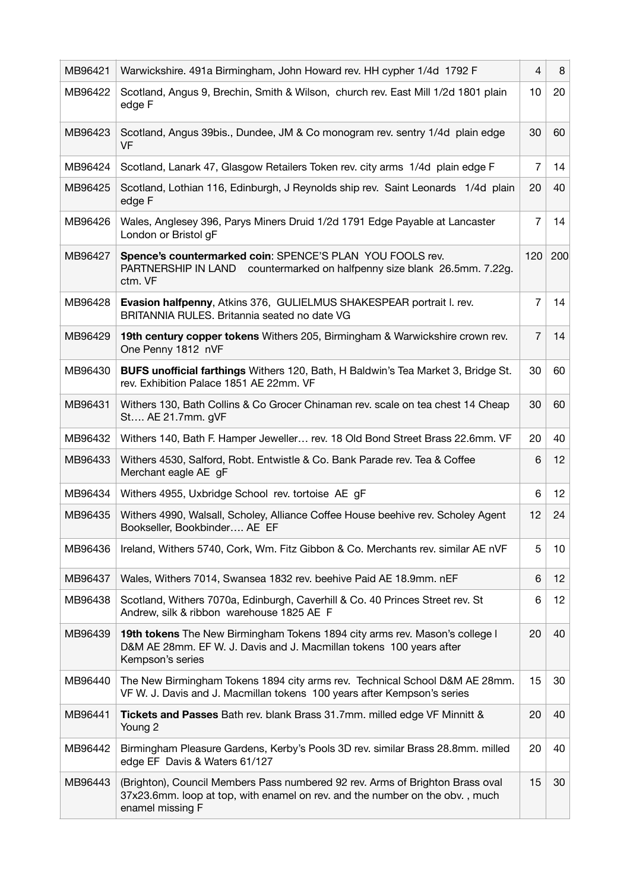| | | | |
|---|---|---|---|
| MB96421 | Warwickshire. 491a Birmingham, John Howard rev. HH cypher 1/4d 1792 F | 4 | 8 |
| MB96422 | Scotland, Angus 9, Brechin, Smith & Wilson, church rev. East Mill 1/2d 1801 plain edge F | 10 | 20 |
| MB96423 | Scotland, Angus 39bis., Dundee, JM & Co monogram rev. sentry 1/4d plain edge VF | 30 | 60 |
| MB96424 | Scotland, Lanark 47, Glasgow Retailers Token rev. city arms 1/4d plain edge F | 7 | 14 |
| MB96425 | Scotland, Lothian 116, Edinburgh, J Reynolds ship rev. Saint Leonards 1/4d plain edge F | 20 | 40 |
| MB96426 | Wales, Anglesey 396, Parys Miners Druid 1/2d 1791 Edge Payable at Lancaster London or Bristol gF | 7 | 14 |
| MB96427 | **Spence's countermarked coin**: SPENCE'S PLAN YOU FOOLS rev. PARTNERSHIP IN LAND countermarked on halfpenny size blank 26.5mm. 7.22g. ctm. VF | 120 | 200 |
| MB96428 | **Evasion halfpenny**, Atkins 376, GULIELMUS SHAKESPEAR portrait l. rev. BRITANNIA RULES. Britannia seated no date VG | 7 | 14 |
| MB96429 | **19th century copper tokens** Withers 205, Birmingham & Warwickshire crown rev. One Penny 1812 nVF | 7 | 14 |
| MB96430 | **BUFS unofficial farthings** Withers 120, Bath, H Baldwin's Tea Market 3, Bridge St. rev. Exhibition Palace 1851 AE 22mm. VF | 30 | 60 |
| MB96431 | Withers 130, Bath Collins & Co Grocer Chinaman rev. scale on tea chest 14 Cheap St…. AE 21.7mm. gVF | 30 | 60 |
| MB96432 | Withers 140, Bath F. Hamper Jeweller… rev. 18 Old Bond Street Brass 22.6mm. VF | 20 | 40 |
| MB96433 | Withers 4530, Salford, Robt. Entwistle & Co. Bank Parade rev. Tea & Coffee Merchant eagle AE gF | 6 | 12 |
| MB96434 | Withers 4955, Uxbridge School rev. tortoise AE gF | 6 | 12 |
| MB96435 | Withers 4990, Walsall, Scholey, Alliance Coffee House beehive rev. Scholey Agent Bookseller, Bookbinder…. AE EF | 12 | 24 |
| MB96436 | Ireland, Withers 5740, Cork, Wm. Fitz Gibbon & Co. Merchants rev. similar AE nVF | 5 | 10 |
| MB96437 | Wales, Withers 7014, Swansea 1832 rev. beehive Paid AE 18.9mm. nEF | 6 | 12 |
| MB96438 | Scotland, Withers 7070a, Edinburgh, Caverhill & Co. 40 Princes Street rev. St Andrew, silk & ribbon warehouse 1825 AE F | 6 | 12 |
| MB96439 | **19th tokens** The New Birmingham Tokens 1894 city arms rev. Mason's college l D&M AE 28mm. EF W. J. Davis and J. Macmillan tokens 100 years after Kempson's series | 20 | 40 |
| MB96440 | The New Birmingham Tokens 1894 city arms rev. Technical School D&M AE 28mm. VF W. J. Davis and J. Macmillan tokens 100 years after Kempson's series | 15 | 30 |
| MB96441 | **Tickets and Passes** Bath rev. blank Brass 31.7mm. milled edge VF Minnitt & Young 2 | 20 | 40 |
| MB96442 | Birmingham Pleasure Gardens, Kerby's Pools 3D rev. similar Brass 28.8mm. milled edge EF Davis & Waters 61/127 | 20 | 40 |
| MB96443 | (Brighton), Council Members Pass numbered 92 rev. Arms of Brighton Brass oval 37x23.6mm. loop at top, with enamel on rev. and the number on the obv. , much enamel missing F | 15 | 30 |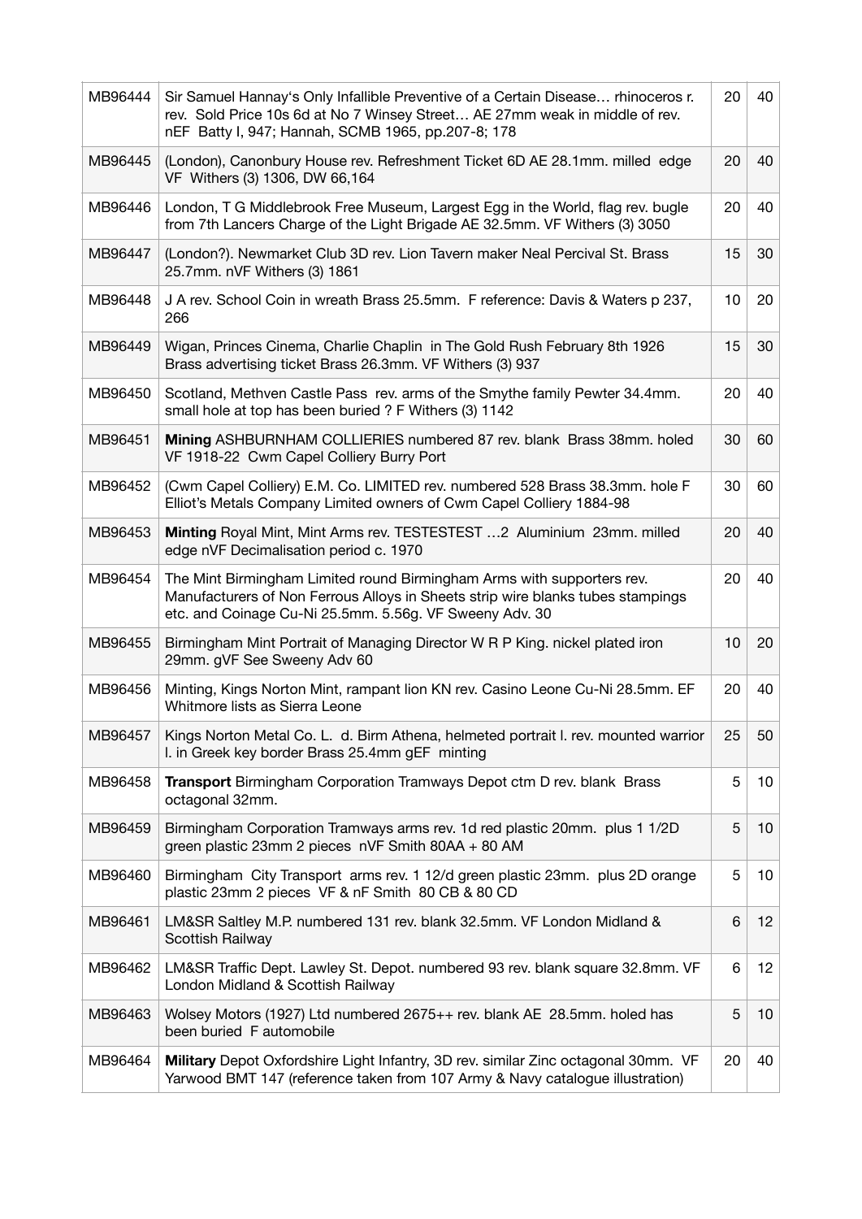| | | | |
|---|---|---|---|
| MB96444 | Sir Samuel Hannay's Only Infallible Preventive of a Certain Disease… rhinoceros r. rev. Sold Price 10s 6d at No 7 Winsey Street… AE 27mm weak in middle of rev. nEF Batty I, 947; Hannah, SCMB 1965, pp.207-8; 178 | 20 | 40 |
| MB96445 | (London), Canonbury House rev. Refreshment Ticket 6D AE 28.1mm. milled edge VF Withers (3) 1306, DW 66,164 | 20 | 40 |
| MB96446 | London, T G Middlebrook Free Museum, Largest Egg in the World, flag rev. bugle from 7th Lancers Charge of the Light Brigade AE 32.5mm. VF Withers (3) 3050 | 20 | 40 |
| MB96447 | (London?). Newmarket Club 3D rev. Lion Tavern maker Neal Percival St. Brass 25.7mm. nVF Withers (3) 1861 | 15 | 30 |
| MB96448 | J A rev. School Coin in wreath Brass 25.5mm. F reference: Davis & Waters p 237, 266 | 10 | 20 |
| MB96449 | Wigan, Princes Cinema, Charlie Chaplin in The Gold Rush February 8th 1926 Brass advertising ticket Brass 26.3mm. VF Withers (3) 937 | 15 | 30 |
| MB96450 | Scotland, Methven Castle Pass rev. arms of the Smythe family Pewter 34.4mm. small hole at top has been buried ? F Withers (3) 1142 | 20 | 40 |
| MB96451 | **Mining** ASHBURNHAM COLLIERIES numbered 87 rev. blank Brass 38mm. holed VF 1918-22 Cwm Capel Colliery Burry Port | 30 | 60 |
| MB96452 | (Cwm Capel Colliery) E.M. Co. LIMITED rev. numbered 528 Brass 38.3mm. hole F Elliot's Metals Company Limited owners of Cwm Capel Colliery 1884-98 | 30 | 60 |
| MB96453 | **Minting** Royal Mint, Mint Arms rev. TESTESTEST …2 Aluminium 23mm. milled edge nVF Decimalisation period c. 1970 | 20 | 40 |
| MB96454 | The Mint Birmingham Limited round Birmingham Arms with supporters rev. Manufacturers of Non Ferrous Alloys in Sheets strip wire blanks tubes stampings etc. and Coinage Cu-Ni 25.5mm. 5.56g. VF Sweeny Adv. 30 | 20 | 40 |
| MB96455 | Birmingham Mint Portrait of Managing Director W R P King. nickel plated iron 29mm. gVF See Sweeny Adv 60 | 10 | 20 |
| MB96456 | Minting, Kings Norton Mint, rampant lion KN rev. Casino Leone Cu-Ni 28.5mm. EF Whitmore lists as Sierra Leone | 20 | 40 |
| MB96457 | Kings Norton Metal Co. L. d. Birm Athena, helmeted portrait l. rev. mounted warrior l. in Greek key border Brass 25.4mm gEF minting | 25 | 50 |
| MB96458 | **Transport** Birmingham Corporation Tramways Depot ctm D rev. blank Brass octagonal 32mm. | 5 | 10 |
| MB96459 | Birmingham Corporation Tramways arms rev. 1d red plastic 20mm. plus 1 1/2D green plastic 23mm 2 pieces nVF Smith 80AA + 80 AM | 5 | 10 |
| MB96460 | Birmingham City Transport arms rev. 1 12/d green plastic 23mm. plus 2D orange plastic 23mm 2 pieces VF & nF Smith 80 CB & 80 CD | 5 | 10 |
| MB96461 | LM&SR Saltley M.P. numbered 131 rev. blank 32.5mm. VF London Midland & Scottish Railway | 6 | 12 |
| MB96462 | LM&SR Traffic Dept. Lawley St. Depot. numbered 93 rev. blank square 32.8mm. VF London Midland & Scottish Railway | 6 | 12 |
| MB96463 | Wolsey Motors (1927) Ltd numbered 2675++ rev. blank AE 28.5mm. holed has been buried F automobile | 5 | 10 |
| MB96464 | **Military** Depot Oxfordshire Light Infantry, 3D rev. similar Zinc octagonal 30mm. VF Yarwood BMT 147 (reference taken from 107 Army & Navy catalogue illustration) | 20 | 40 |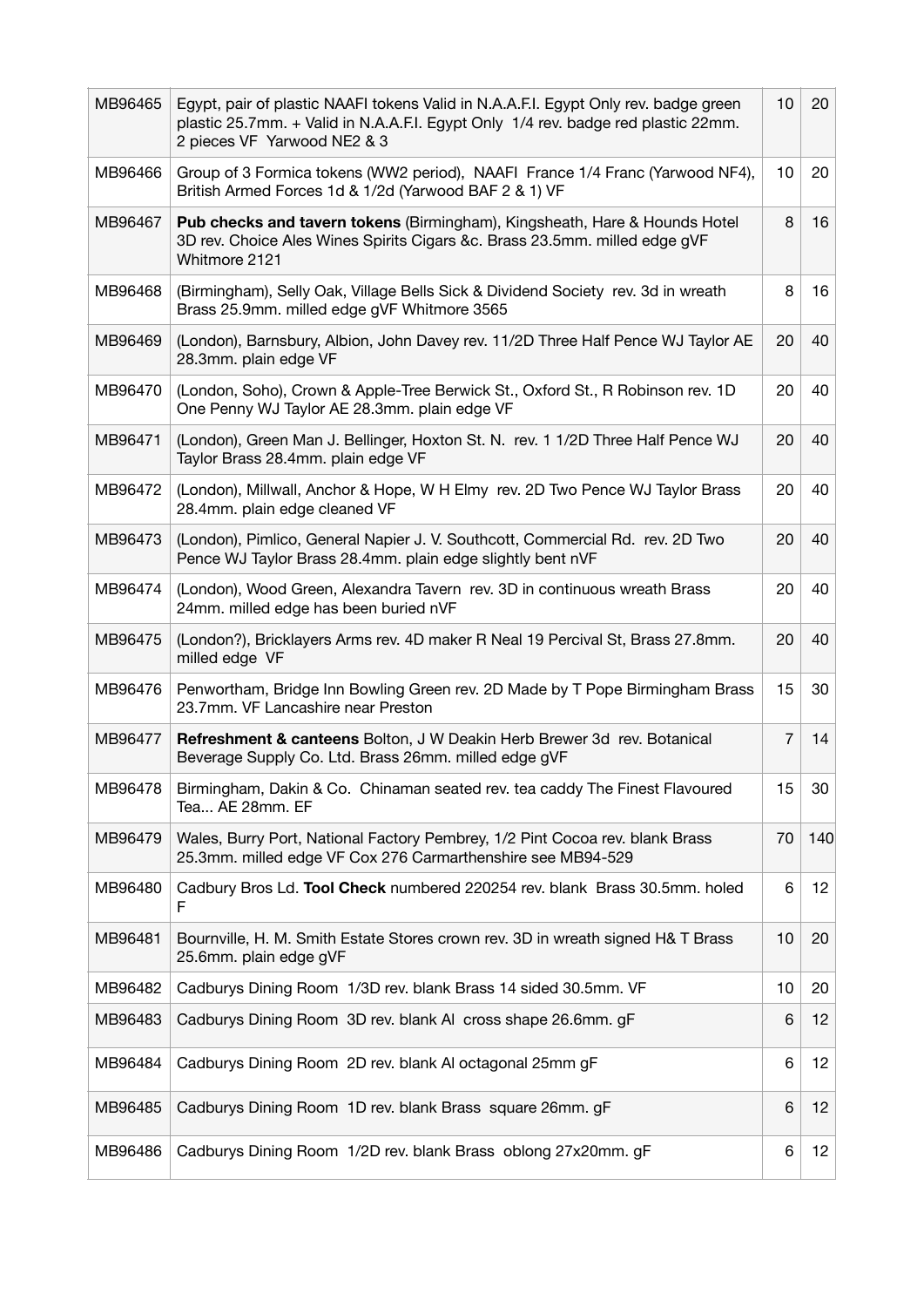| | | | |
|---|---|---|---|
| MB96465 | Egypt, pair of plastic NAAFI tokens Valid in N.A.A.F.I. Egypt Only rev. badge green plastic 25.7mm. + Valid in N.A.A.F.I. Egypt Only 1/4 rev. badge red plastic 22mm. 2 pieces VF Yarwood NE2 & 3 | 10 | 20 |
| MB96466 | Group of 3 Formica tokens (WW2 period), NAAFI France 1/4 Franc (Yarwood NF4), British Armed Forces 1d & 1/2d (Yarwood BAF 2 & 1) VF | 10 | 20 |
| MB96467 | **Pub checks and tavern tokens** (Birmingham), Kingsheath, Hare & Hounds Hotel 3D rev. Choice Ales Wines Spirits Cigars &c. Brass 23.5mm. milled edge gVF Whitmore 2121 | 8 | 16 |
| MB96468 | (Birmingham), Selly Oak, Village Bells Sick & Dividend Society rev. 3d in wreath Brass 25.9mm. milled edge gVF Whitmore 3565 | 8 | 16 |
| MB96469 | (London), Barnsbury, Albion, John Davey rev. 11/2D Three Half Pence WJ Taylor AE 28.3mm. plain edge VF | 20 | 40 |
| MB96470 | (London, Soho), Crown & Apple-Tree Berwick St., Oxford St., R Robinson rev. 1D One Penny WJ Taylor AE 28.3mm. plain edge VF | 20 | 40 |
| MB96471 | (London), Green Man J. Bellinger, Hoxton St. N. rev. 1 1/2D Three Half Pence WJ Taylor Brass 28.4mm. plain edge VF | 20 | 40 |
| MB96472 | (London), Millwall, Anchor & Hope, W H Elmy rev. 2D Two Pence WJ Taylor Brass 28.4mm. plain edge cleaned VF | 20 | 40 |
| MB96473 | (London), Pimlico, General Napier J. V. Southcott, Commercial Rd. rev. 2D Two Pence WJ Taylor Brass 28.4mm. plain edge slightly bent nVF | 20 | 40 |
| MB96474 | (London), Wood Green, Alexandra Tavern rev. 3D in continuous wreath Brass 24mm. milled edge has been buried nVF | 20 | 40 |
| MB96475 | (London?), Bricklayers Arms rev. 4D maker R Neal 19 Percival St, Brass 27.8mm. milled edge VF | 20 | 40 |
| MB96476 | Penwortham, Bridge Inn Bowling Green rev. 2D Made by T Pope Birmingham Brass 23.7mm. VF Lancashire near Preston | 15 | 30 |
| MB96477 | **Refreshment & canteens** Bolton, J W Deakin Herb Brewer 3d rev. Botanical Beverage Supply Co. Ltd. Brass 26mm. milled edge gVF | 7 | 14 |
| MB96478 | Birmingham, Dakin & Co. Chinaman seated rev. tea caddy The Finest Flavoured Tea... AE 28mm. EF | 15 | 30 |
| MB96479 | Wales, Burry Port, National Factory Pembrey, 1/2 Pint Cocoa rev. blank Brass 25.3mm. milled edge VF Cox 276 Carmarthenshire see MB94-529 | 70 | 140 |
| MB96480 | Cadbury Bros Ld. **Tool Check** numbered 220254 rev. blank Brass 30.5mm. holed F | 6 | 12 |
| MB96481 | Bournville, H. M. Smith Estate Stores crown rev. 3D in wreath signed H& T Brass 25.6mm. plain edge gVF | 10 | 20 |
| MB96482 | Cadburys Dining Room 1/3D rev. blank Brass 14 sided 30.5mm. VF | 10 | 20 |
| MB96483 | Cadburys Dining Room 3D rev. blank Al cross shape 26.6mm. gF | 6 | 12 |
| MB96484 | Cadburys Dining Room 2D rev. blank Al octagonal 25mm gF | 6 | 12 |
| MB96485 | Cadburys Dining Room 1D rev. blank Brass square 26mm. gF | 6 | 12 |
| MB96486 | Cadburys Dining Room 1/2D rev. blank Brass oblong 27x20mm. gF | 6 | 12 |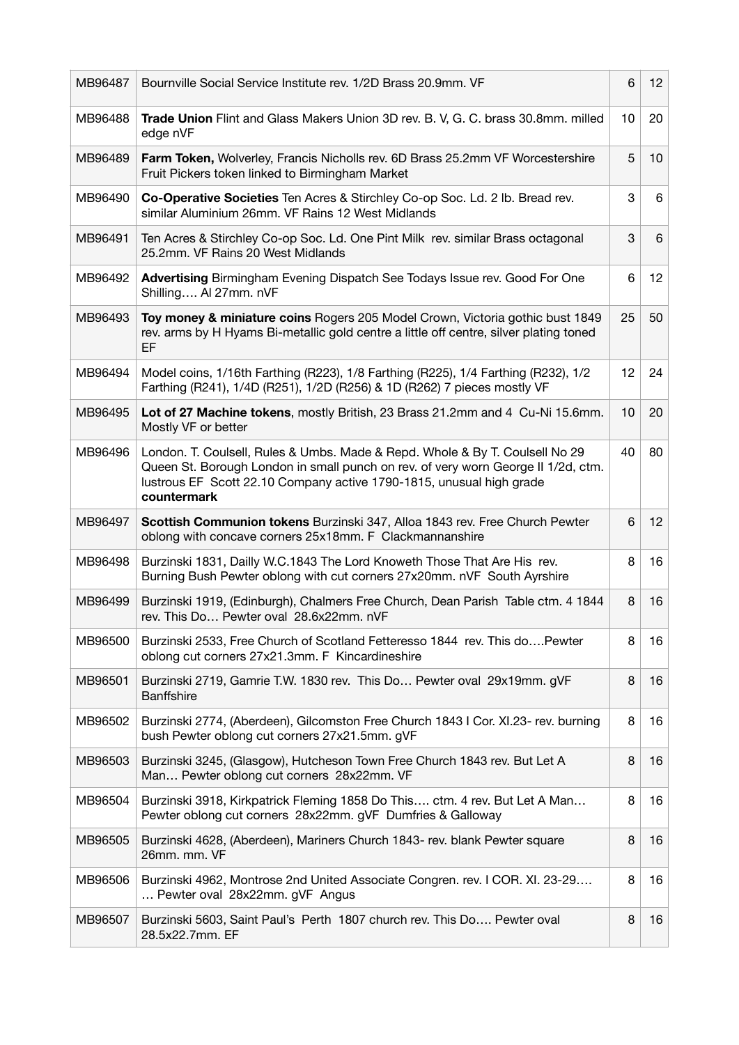| | | | |
|---|---|---|---|
| MB96487 | Bournville Social Service Institute rev. 1/2D Brass 20.9mm. VF | 6 | 12 |
| MB96488 | **Trade Union** Flint and Glass Makers Union 3D rev. B. V, G. C. brass 30.8mm. milled edge nVF | 10 | 20 |
| MB96489 | **Farm Token,** Wolverley, Francis Nicholls rev. 6D Brass 25.2mm VF Worcestershire Fruit Pickers token linked to Birmingham Market | 5 | 10 |
| MB96490 | **Co-Operative Societies** Ten Acres & Stirchley Co-op Soc. Ld. 2 lb. Bread rev. similar Aluminium 26mm. VF Rains 12 West Midlands | 3 | 6 |
| MB96491 | Ten Acres & Stirchley Co-op Soc. Ld. One Pint Milk rev. similar Brass octagonal 25.2mm. VF Rains 20 West Midlands | 3 | 6 |
| MB96492 | **Advertising** Birmingham Evening Dispatch See Todays Issue rev. Good For One Shilling…. Al 27mm. nVF | 6 | 12 |
| MB96493 | **Toy money & miniature coins** Rogers 205 Model Crown, Victoria gothic bust 1849 rev. arms by H Hyams Bi-metallic gold centre a little off centre, silver plating toned EF | 25 | 50 |
| MB96494 | Model coins, 1/16th Farthing (R223), 1/8 Farthing (R225), 1/4 Farthing (R232), 1/2 Farthing (R241), 1/4D (R251), 1/2D (R256) & 1D (R262) 7 pieces mostly VF | 12 | 24 |
| MB96495 | **Lot of 27 Machine tokens**, mostly British, 23 Brass 21.2mm and 4 Cu-Ni 15.6mm. Mostly VF or better | 10 | 20 |
| MB96496 | London. T. Coulsell, Rules & Umbs. Made & Repd. Whole & By T. Coulsell No 29 Queen St. Borough London in small punch on rev. of very worn George II 1/2d, ctm. lustrous EF Scott 22.10 Company active 1790-1815, unusual high grade **countermark** | 40 | 80 |
| MB96497 | **Scottish Communion tokens** Burzinski 347, Alloa 1843 rev. Free Church Pewter oblong with concave corners 25x18mm. F Clackmannanshire | 6 | 12 |
| MB96498 | Burzinski 1831, Dailly W.C.1843 The Lord Knoweth Those That Are His rev. Burning Bush Pewter oblong with cut corners 27x20mm. nVF South Ayrshire | 8 | 16 |
| MB96499 | Burzinski 1919, (Edinburgh), Chalmers Free Church, Dean Parish Table ctm. 4 1844 rev. This Do… Pewter oval 28.6x22mm. nVF | 8 | 16 |
| MB96500 | Burzinski 2533, Free Church of Scotland Fetteresso 1844 rev. This do….Pewter oblong cut corners 27x21.3mm. F Kincardineshire | 8 | 16 |
| MB96501 | Burzinski 2719, Gamrie T.W. 1830 rev. This Do… Pewter oval 29x19mm. gVF Banffshire | 8 | 16 |
| MB96502 | Burzinski 2774, (Aberdeen), Gilcomston Free Church 1843 I Cor. XI.23- rev. burning bush Pewter oblong cut corners 27x21.5mm. gVF | 8 | 16 |
| MB96503 | Burzinski 3245, (Glasgow), Hutcheson Town Free Church 1843 rev. But Let A Man… Pewter oblong cut corners 28x22mm. VF | 8 | 16 |
| MB96504 | Burzinski 3918, Kirkpatrick Fleming 1858 Do This…. ctm. 4 rev. But Let A Man… Pewter oblong cut corners 28x22mm. gVF Dumfries & Galloway | 8 | 16 |
| MB96505 | Burzinski 4628, (Aberdeen), Mariners Church 1843- rev. blank Pewter square 26mm. mm. VF | 8 | 16 |
| MB96506 | Burzinski 4962, Montrose 2nd United Associate Congren. rev. I COR. XI. 23-29…. … Pewter oval 28x22mm. gVF Angus | 8 | 16 |
| MB96507 | Burzinski 5603, Saint Paul's Perth 1807 church rev. This Do…. Pewter oval 28.5x22.7mm. EF | 8 | 16 |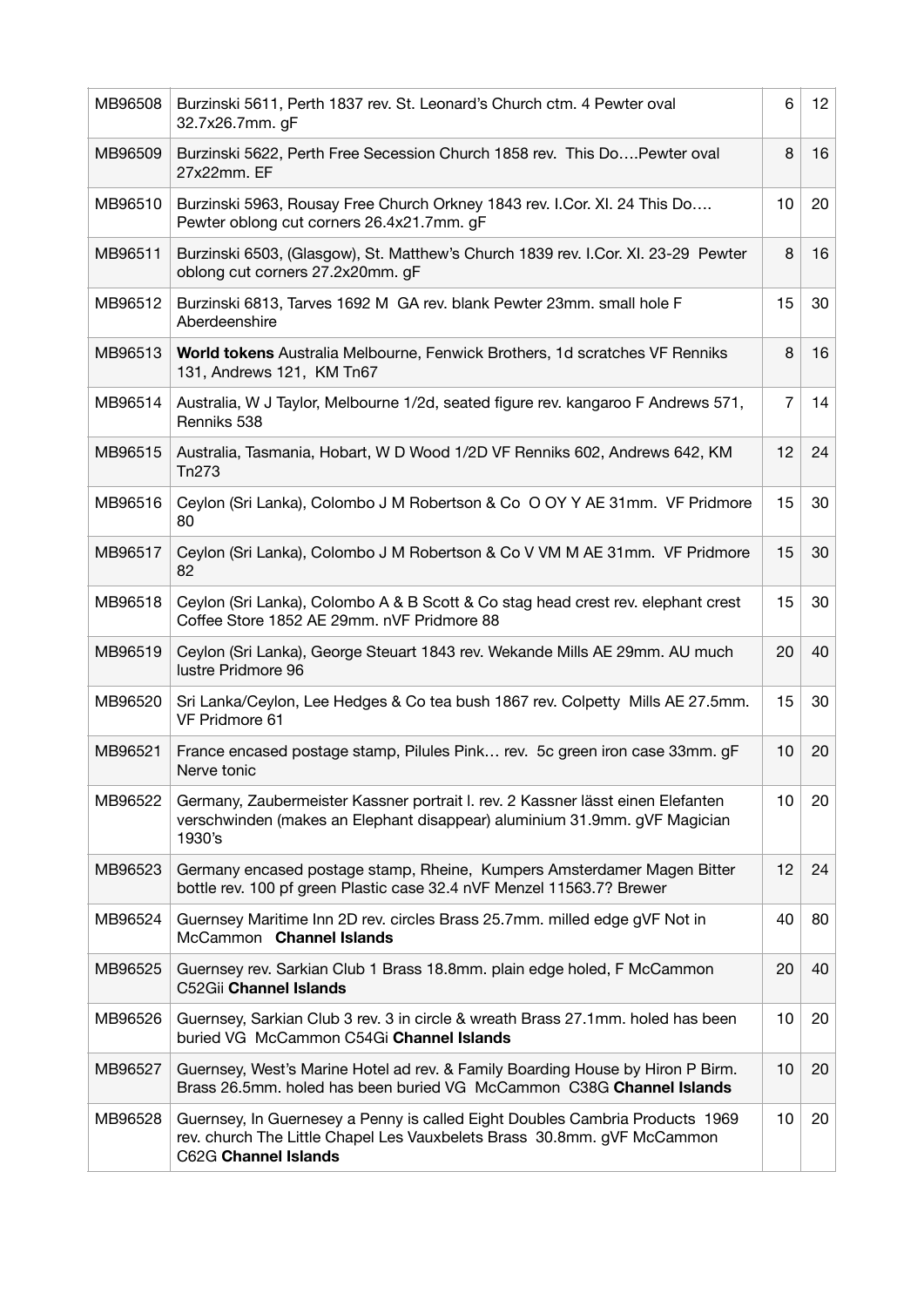| | | | |
|---|---|---|---|
| MB96508 | Burzinski 5611, Perth 1837 rev. St. Leonard's Church ctm. 4 Pewter oval 32.7x26.7mm. gF | 6 | 12 |
| MB96509 | Burzinski 5622, Perth Free Secession Church 1858 rev. This Do….Pewter oval 27x22mm. EF | 8 | 16 |
| MB96510 | Burzinski 5963, Rousay Free Church Orkney 1843 rev. I.Cor. XI. 24 This Do…. Pewter oblong cut corners 26.4x21.7mm. gF | 10 | 20 |
| MB96511 | Burzinski 6503, (Glasgow), St. Matthew's Church 1839 rev. I.Cor. XI. 23-29 Pewter oblong cut corners 27.2x20mm. gF | 8 | 16 |
| MB96512 | Burzinski 6813, Tarves 1692 M GA rev. blank Pewter 23mm. small hole F Aberdeenshire | 15 | 30 |
| MB96513 | **World tokens** Australia Melbourne, Fenwick Brothers, 1d scratches VF Renniks 131, Andrews 121, KM Tn67 | 8 | 16 |
| MB96514 | Australia, W J Taylor, Melbourne 1/2d, seated figure rev. kangaroo F Andrews 571, Renniks 538 | 7 | 14 |
| MB96515 | Australia, Tasmania, Hobart, W D Wood 1/2D VF Renniks 602, Andrews 642, KM Tn273 | 12 | 24 |
| MB96516 | Ceylon (Sri Lanka), Colombo J M Robertson & Co O OY Y AE 31mm. VF Pridmore 80 | 15 | 30 |
| MB96517 | Ceylon (Sri Lanka), Colombo J M Robertson & Co V VM M AE 31mm. VF Pridmore 82 | 15 | 30 |
| MB96518 | Ceylon (Sri Lanka), Colombo A & B Scott & Co stag head crest rev. elephant crest Coffee Store 1852 AE 29mm. nVF Pridmore 88 | 15 | 30 |
| MB96519 | Ceylon (Sri Lanka), George Steuart 1843 rev. Wekande Mills AE 29mm. AU much lustre Pridmore 96 | 20 | 40 |
| MB96520 | Sri Lanka/Ceylon, Lee Hedges & Co tea bush 1867 rev. Colpetty Mills AE 27.5mm. VF Pridmore 61 | 15 | 30 |
| MB96521 | France encased postage stamp, Pilules Pink… rev. 5c green iron case 33mm. gF Nerve tonic | 10 | 20 |
| MB96522 | Germany, Zaubermeister Kassner portrait l. rev. 2 Kassner lässt einen Elefanten verschwinden (makes an Elephant disappear) aluminium 31.9mm. gVF Magician 1930's | 10 | 20 |
| MB96523 | Germany encased postage stamp, Rheine, Kumpers Amsterdamer Magen Bitter bottle rev. 100 pf green Plastic case 32.4 nVF Menzel 11563.7? Brewer | 12 | 24 |
| MB96524 | Guernsey Maritime Inn 2D rev. circles Brass 25.7mm. milled edge gVF Not in McCammon **Channel Islands** | 40 | 80 |
| MB96525 | Guernsey rev. Sarkian Club 1 Brass 18.8mm. plain edge holed, F McCammon C52Gii **Channel Islands** | 20 | 40 |
| MB96526 | Guernsey, Sarkian Club 3 rev. 3 in circle & wreath Brass 27.1mm. holed has been buried VG McCammon C54Gi **Channel Islands** | 10 | 20 |
| MB96527 | Guernsey, West's Marine Hotel ad rev. & Family Boarding House by Hiron P Birm. Brass 26.5mm. holed has been buried VG McCammon C38G **Channel Islands** | 10 | 20 |
| MB96528 | Guernsey, In Guernesey a Penny is called Eight Doubles Cambria Products 1969 rev. church The Little Chapel Les Vauxbelets Brass 30.8mm. gVF McCammon C62G **Channel Islands** | 10 | 20 |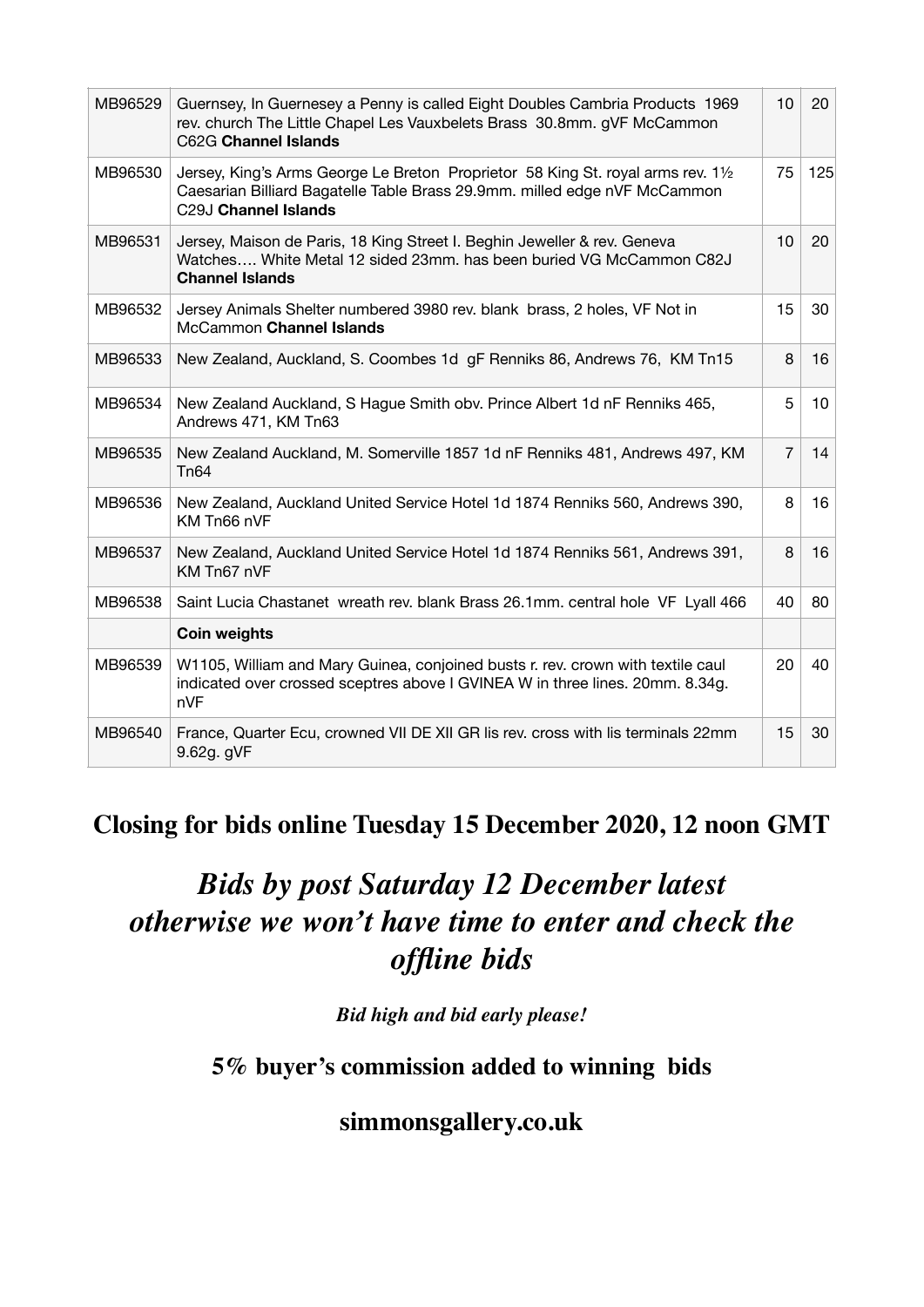| | | | |
|---|---|---|---|
| MB96529 | Guernsey, In Guernesey a Penny is called Eight Doubles Cambria Products 1969 rev. church The Little Chapel Les Vauxbelets Brass 30.8mm. gVF McCammon C62G **Channel Islands** | 10 | 20 |
| MB96530 | Jersey, King's Arms George Le Breton Proprietor 58 King St. royal arms rev. 1½ Caesarian Billiard Bagatelle Table Brass 29.9mm. milled edge nVF McCammon C29J **Channel Islands** | 75 | 125 |
| MB96531 | Jersey, Maison de Paris, 18 King Street I. Beghin Jeweller & rev. Geneva Watches…. White Metal 12 sided 23mm. has been buried VG McCammon C82J **Channel Islands** | 10 | 20 |
| MB96532 | Jersey Animals Shelter numbered 3980 rev. blank brass, 2 holes, VF Not in McCammon **Channel Islands** | 15 | 30 |
| MB96533 | New Zealand, Auckland, S. Coombes 1d gF Renniks 86, Andrews 76, KM Tn15 | 8 | 16 |
| MB96534 | New Zealand Auckland, S Hague Smith obv. Prince Albert 1d nF Renniks 465, Andrews 471, KM Tn63 | 5 | 10 |
| MB96535 | New Zealand Auckland, M. Somerville 1857 1d nF Renniks 481, Andrews 497, KM Tn64 | 7 | 14 |
| MB96536 | New Zealand, Auckland United Service Hotel 1d 1874 Renniks 560, Andrews 390, KM Tn66 nVF | 8 | 16 |
| MB96537 | New Zealand, Auckland United Service Hotel 1d 1874 Renniks 561, Andrews 391, KM Tn67 nVF | 8 | 16 |
| MB96538 | Saint Lucia Chastanet wreath rev. blank Brass 26.1mm. central hole VF Lyall 466 | 40 | 80 |
| | **Coin weights** | | |
| MB96539 | W1105, William and Mary Guinea, conjoined busts r. rev. crown with textile caul indicated over crossed sceptres above I GVINEA W in three lines. 20mm. 8.34g. nVF | 20 | 40 |
| MB96540 | France, Quarter Ecu, crowned VII DE XII GR lis rev. cross with lis terminals 22mm 9.62g. gVF | 15 | 30 |

## Closing for bids online Tuesday 15 December 2020, 12 noon GMT

## *Bids by post Saturday 12 December latest otherwise we won't have time to enter and check the offline bids*

***Bid high and bid early please!***

**5% buyer's commission added to winning bids**

**simmonsgallery.co.uk**